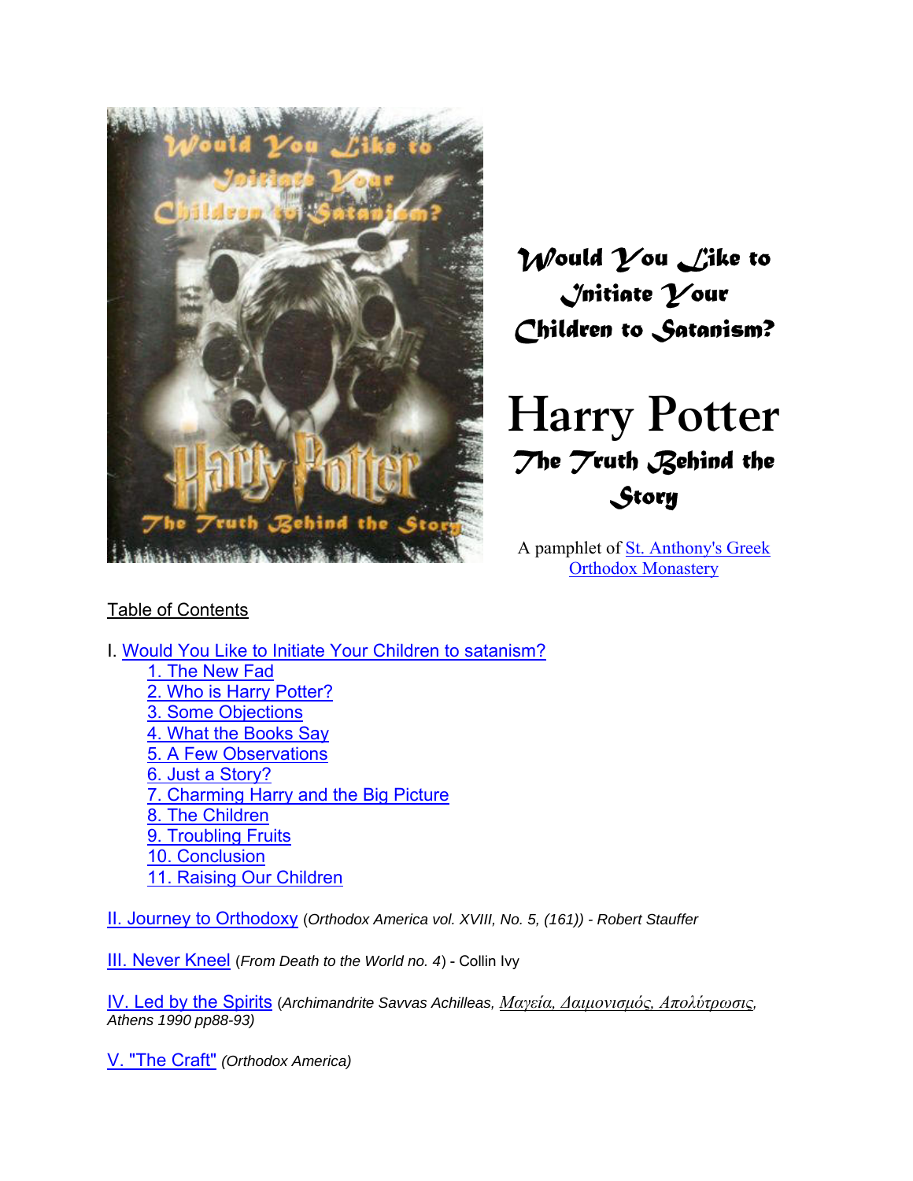# Would You Like to Initiate Your Children to Satanism?

# Harry Potter

## The Truth Behind the Story

A pamphlet of St. Anthony's Greek Orthodox Monastery

Table of Contents

I. Would You Like to Initiate Your Children to satanism?
- 1. The New Fad
- 2. Who is Harry Potter?
- 3. Some Objections
- 4. What the Books Say
- 5. A Few Observations
- 6. Just a Story?
- 7. Charming Harry and the Big Picture
- 8. The Children
- 9. Troubling Fruits
- 10. Conclusion
- 11. Raising Our Children

II. Journey to Orthodoxy (*Orthodox America vol. XVIII, No. 5, (161)) - Robert Stauffer*

III. Never Kneel (*From Death to the World no. 4*) - Collin Ivy

IV. Led by the Spirits (*Archimandrite Savvas Achilleas, Μαγεία, Δαιμονισμός, Απολύτρωσις, Athens 1990 pp88-93)*

V. "The Craft" *(Orthodox America)*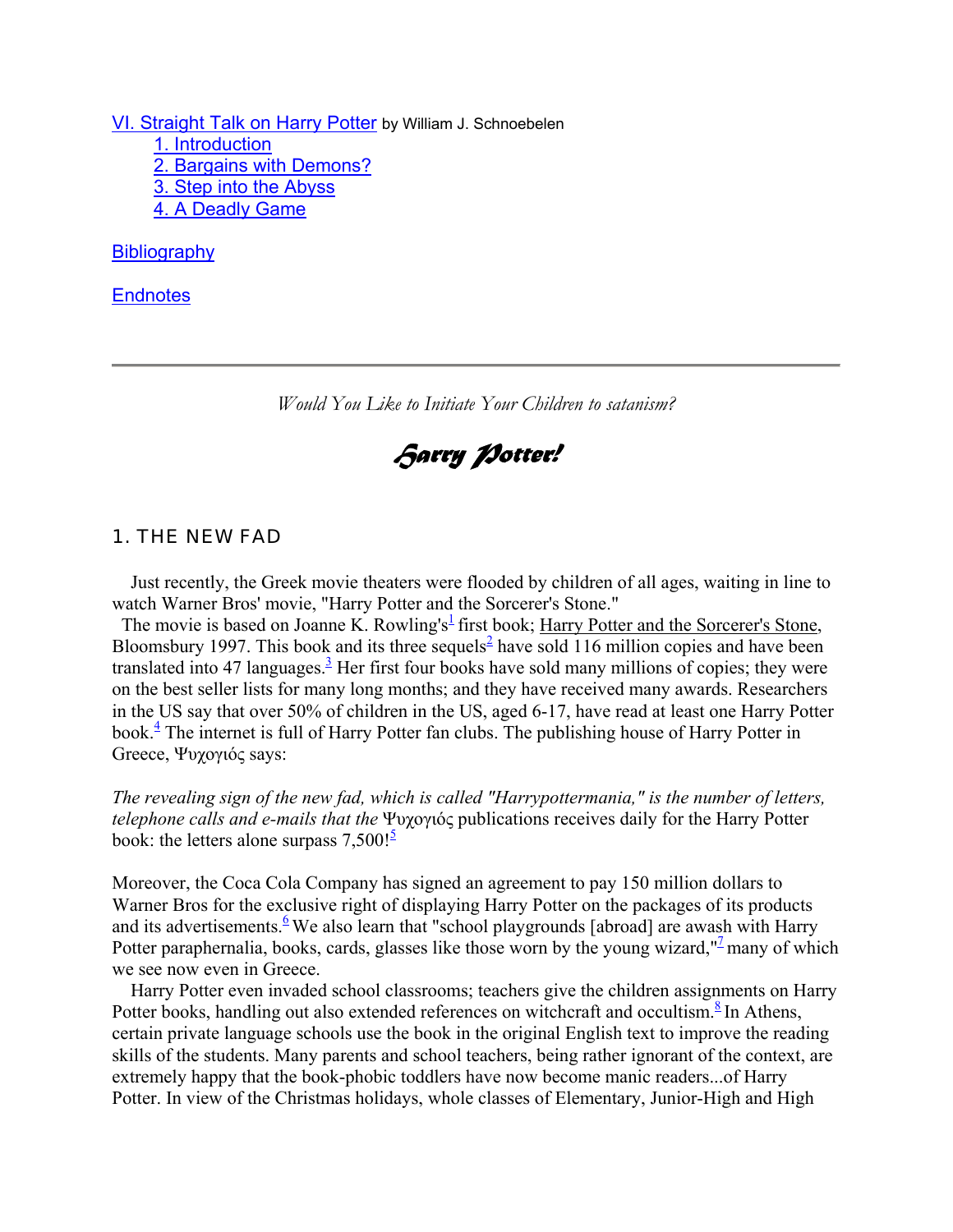VI. Straight Talk on Harry Potter by William J. Schnoebelen

1. Introduction
2. Bargains with Demons?
3. Step into the Abyss
4. A Deadly Game

Bibliography

Endnotes

---

*Would You Like to Initiate Your Children to satanism?*

# Harry Potter!

## 1. THE NEW FAD

Just recently, the Greek movie theaters were flooded by children of all ages, waiting in line to watch Warner Bros' movie, "Harry Potter and the Sorcerer's Stone."

The movie is based on Joanne K. Rowling's[1] first book; Harry Potter and the Sorcerer's Stone, Bloomsbury 1997. This book and its three sequels[2] have sold 116 million copies and have been translated into 47 languages.[3] Her first four books have sold many millions of copies; they were on the best seller lists for many long months; and they have received many awards. Researchers in the US say that over 50% of children in the US, aged 6-17, have read at least one Harry Potter book.[4] The internet is full of Harry Potter fan clubs. The publishing house of Harry Potter in Greece, Ψυχογιός says:

*The revealing sign of the new fad, which is called "Harrypottermania," is the number of letters, telephone calls and e-mails that the* Ψυχογιός publications receives daily for the Harry Potter book: the letters alone surpass 7,500![5]

Moreover, the Coca Cola Company has signed an agreement to pay 150 million dollars to Warner Bros for the exclusive right of displaying Harry Potter on the packages of its products and its advertisements.[6] We also learn that "school playgrounds [abroad] are awash with Harry Potter paraphernalia, books, cards, glasses like those worn by the young wizard,"[7] many of which we see now even in Greece.

Harry Potter even invaded school classrooms; teachers give the children assignments on Harry Potter books, handling out also extended references on witchcraft and occultism.[8] In Athens, certain private language schools use the book in the original English text to improve the reading skills of the students. Many parents and school teachers, being rather ignorant of the context, are extremely happy that the book-phobic toddlers have now become manic readers...of Harry Potter. In view of the Christmas holidays, whole classes of Elementary, Junior-High and High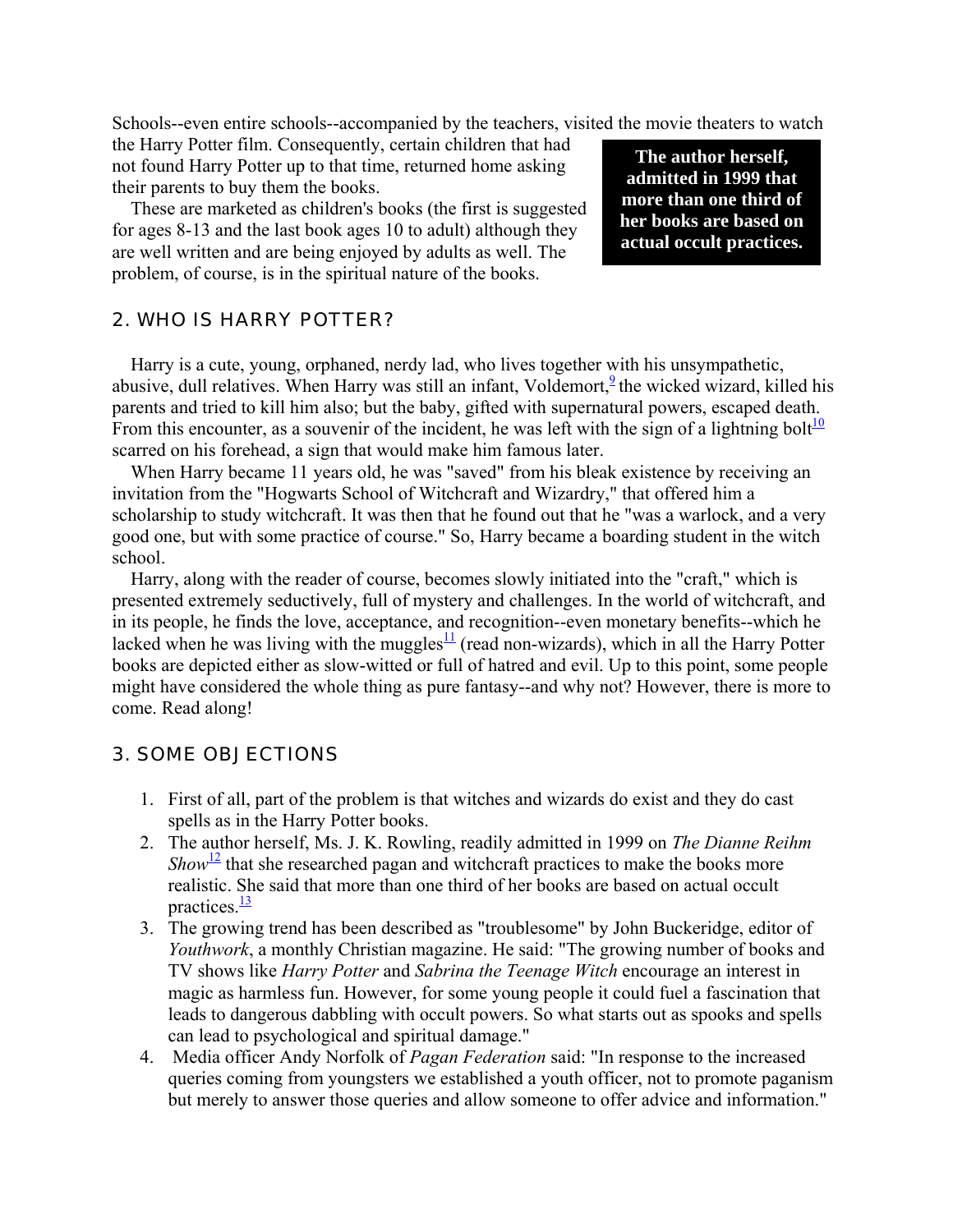Schools--even entire schools--accompanied by the teachers, visited the movie theaters to watch the Harry Potter film. Consequently, certain children that had not found Harry Potter up to that time, returned home asking their parents to buy them the books.

These are marketed as children's books (the first is suggested for ages 8-13 and the last book ages 10 to adult) although they are well written and are being enjoyed by adults as well. The problem, of course, is in the spiritual nature of the books.

**The author herself, admitted in 1999 that more than one third of her books are based on actual occult practices.**

## 2. WHO IS HARRY POTTER?

Harry is a cute, young, orphaned, nerdy lad, who lives together with his unsympathetic, abusive, dull relatives. When Harry was still an infant, Voldemort,[9] the wicked wizard, killed his parents and tried to kill him also; but the baby, gifted with supernatural powers, escaped death. From this encounter, as a souvenir of the incident, he was left with the sign of a lightning bolt[10] scarred on his forehead, a sign that would make him famous later.

When Harry became 11 years old, he was "saved" from his bleak existence by receiving an invitation from the "Hogwarts School of Witchcraft and Wizardry," that offered him a scholarship to study witchcraft. It was then that he found out that he "was a warlock, and a very good one, but with some practice of course." So, Harry became a boarding student in the witch school.

Harry, along with the reader of course, becomes slowly initiated into the "craft," which is presented extremely seductively, full of mystery and challenges. In the world of witchcraft, and in its people, he finds the love, acceptance, and recognition--even monetary benefits--which he lacked when he was living with the muggles[11] (read non-wizards), which in all the Harry Potter books are depicted either as slow-witted or full of hatred and evil. Up to this point, some people might have considered the whole thing as pure fantasy--and why not? However, there is more to come. Read along!

## 3. SOME OBJECTIONS

1. First of all, part of the problem is that witches and wizards do exist and they do cast spells as in the Harry Potter books.
2. The author herself, Ms. J. K. Rowling, readily admitted in 1999 on *The Dianne Reihm Show*[12] that she researched pagan and witchcraft practices to make the books more realistic. She said that more than one third of her books are based on actual occult practices.[13]
3. The growing trend has been described as "troublesome" by John Buckeridge, editor of *Youthwork*, a monthly Christian magazine. He said: "The growing number of books and TV shows like *Harry Potter* and *Sabrina the Teenage Witch* encourage an interest in magic as harmless fun. However, for some young people it could fuel a fascination that leads to dangerous dabbling with occult powers. So what starts out as spooks and spells can lead to psychological and spiritual damage."
4. Media officer Andy Norfolk of *Pagan Federation* said: "In response to the increased queries coming from youngsters we established a youth officer, not to promote paganism but merely to answer those queries and allow someone to offer advice and information."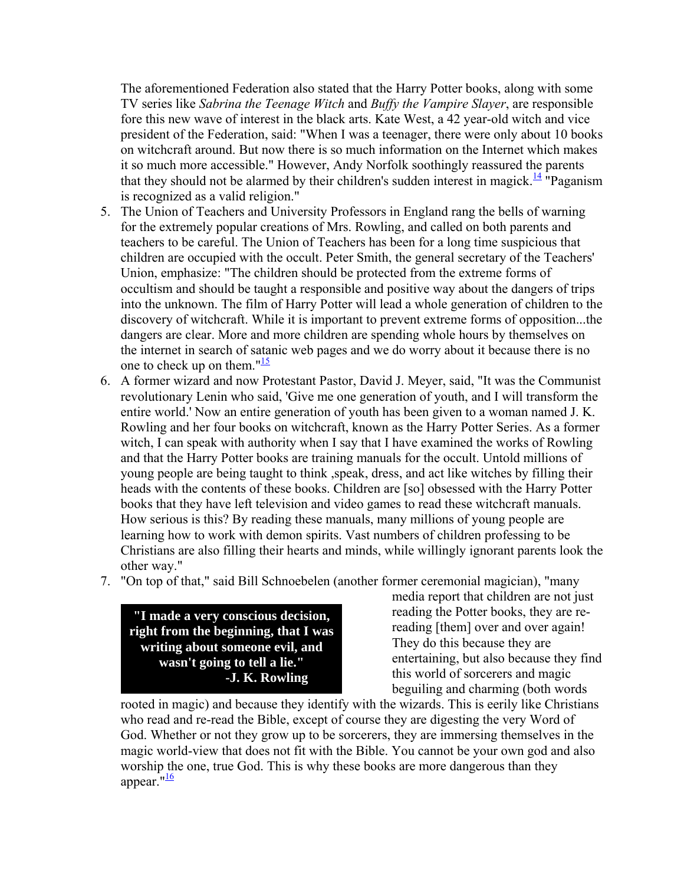The aforementioned Federation also stated that the Harry Potter books, along with some TV series like *Sabrina the Teenage Witch* and *Buffy the Vampire Slayer*, are responsible fore this new wave of interest in the black arts. Kate West, a 42 year-old witch and vice president of the Federation, said: "When I was a teenager, there were only about 10 books on witchcraft around. But now there is so much information on the Internet which makes it so much more accessible." However, Andy Norfolk soothingly reassured the parents that they should not be alarmed by their children's sudden interest in magick.[14] "Paganism is recognized as a valid religion."

5. The Union of Teachers and University Professors in England rang the bells of warning for the extremely popular creations of Mrs. Rowling, and called on both parents and teachers to be careful. The Union of Teachers has been for a long time suspicious that children are occupied with the occult. Peter Smith, the general secretary of the Teachers' Union, emphasize: "The children should be protected from the extreme forms of occultism and should be taught a responsible and positive way about the dangers of trips into the unknown. The film of Harry Potter will lead a whole generation of children to the discovery of witchcraft. While it is important to prevent extreme forms of opposition...the dangers are clear. More and more children are spending whole hours by themselves on the internet in search of satanic web pages and we do worry about it because there is no one to check up on them."[15]
6. A former wizard and now Protestant Pastor, David J. Meyer, said, "It was the Communist revolutionary Lenin who said, 'Give me one generation of youth, and I will transform the entire world.' Now an entire generation of youth has been given to a woman named J. K. Rowling and her four books on witchcraft, known as the Harry Potter Series. As a former witch, I can speak with authority when I say that I have examined the works of Rowling and that the Harry Potter books are training manuals for the occult. Untold millions of young people are being taught to think ,speak, dress, and act like witches by filling their heads with the contents of these books. Children are [so] obsessed with the Harry Potter books that they have left television and video games to read these witchcraft manuals. How serious is this? By reading these manuals, many millions of young people are learning how to work with demon spirits. Vast numbers of children professing to be Christians are also filling their hearts and minds, while willingly ignorant parents look the other way."
7. "On top of that," said Bill Schnoebelen (another former ceremonial magician), "many media report that children are not just reading the Potter books, they are re-reading [them] over and over again! They do this because they are entertaining, but also because they find this world of sorcerers and magic beguiling and charming (both words rooted in magic) and because they identify with the wizards. This is eerily like Christians who read and re-read the Bible, except of course they are digesting the very Word of God. Whether or not they grow up to be sorcerers, they are immersing themselves in the magic world-view that does not fit with the Bible. You cannot be your own god and also worship the one, true God. This is why these books are more dangerous than they appear."[16]

**"I made a very conscious decision, right from the beginning, that I was writing about someone evil, and wasn't going to tell a lie."**
**-J. K. Rowling**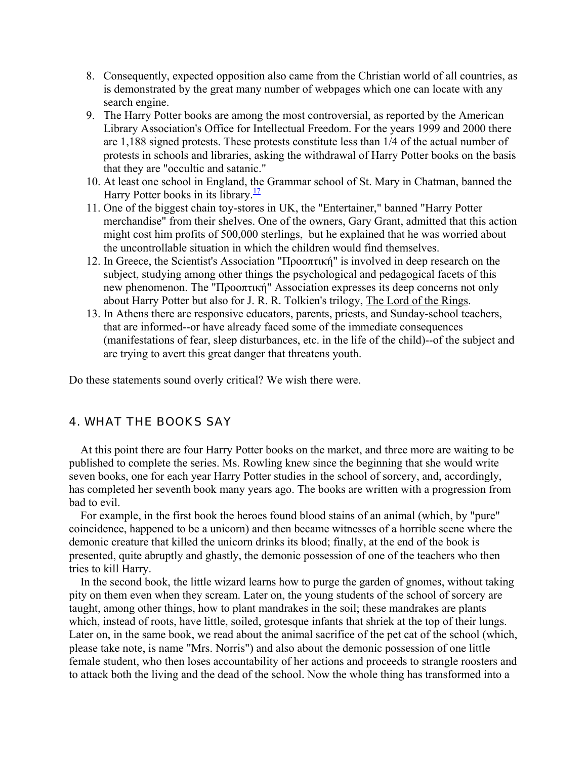8. Consequently, expected opposition also came from the Christian world of all countries, as is demonstrated by the great many number of webpages which one can locate with any search engine.
9. The Harry Potter books are among the most controversial, as reported by the American Library Association's Office for Intellectual Freedom. For the years 1999 and 2000 there are 1,188 signed protests. These protests constitute less than 1/4 of the actual number of protests in schools and libraries, asking the withdrawal of Harry Potter books on the basis that they are "occultic and satanic."
10. At least one school in England, the Grammar school of St. Mary in Chatman, banned the Harry Potter books in its library.[17]
11. One of the biggest chain toy-stores in UK, the "Entertainer," banned "Harry Potter merchandise" from their shelves. One of the owners, Gary Grant, admitted that this action might cost him profits of 500,000 sterlings, but he explained that he was worried about the uncontrollable situation in which the children would find themselves.
12. In Greece, the Scientist's Association "Προοπτική" is involved in deep research on the subject, studying among other things the psychological and pedagogical facets of this new phenomenon. The "Προοπτική" Association expresses its deep concerns not only about Harry Potter but also for J. R. R. Tolkien's trilogy, The Lord of the Rings.
13. In Athens there are responsive educators, parents, priests, and Sunday-school teachers, that are informed--or have already faced some of the immediate consequences (manifestations of fear, sleep disturbances, etc. in the life of the child)--of the subject and are trying to avert this great danger that threatens youth.

Do these statements sound overly critical? We wish there were.

## 4. WHAT THE BOOKS SAY

At this point there are four Harry Potter books on the market, and three more are waiting to be published to complete the series. Ms. Rowling knew since the beginning that she would write seven books, one for each year Harry Potter studies in the school of sorcery, and, accordingly, has completed her seventh book many years ago. The books are written with a progression from bad to evil.

For example, in the first book the heroes found blood stains of an animal (which, by "pure" coincidence, happened to be a unicorn) and then became witnesses of a horrible scene where the demonic creature that killed the unicorn drinks its blood; finally, at the end of the book is presented, quite abruptly and ghastly, the demonic possession of one of the teachers who then tries to kill Harry.

In the second book, the little wizard learns how to purge the garden of gnomes, without taking pity on them even when they scream. Later on, the young students of the school of sorcery are taught, among other things, how to plant mandrakes in the soil; these mandrakes are plants which, instead of roots, have little, soiled, grotesque infants that shriek at the top of their lungs. Later on, in the same book, we read about the animal sacrifice of the pet cat of the school (which, please take note, is name "Mrs. Norris") and also about the demonic possession of one little female student, who then loses accountability of her actions and proceeds to strangle roosters and to attack both the living and the dead of the school. Now the whole thing has transformed into a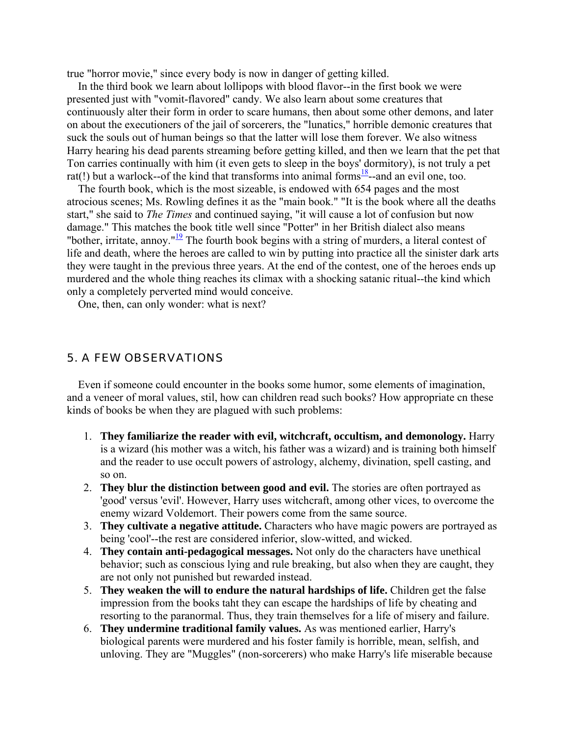true "horror movie," since every body is now in danger of getting killed.

In the third book we learn about lollipops with blood flavor--in the first book we were presented just with "vomit-flavored" candy. We also learn about some creatures that continuously alter their form in order to scare humans, then about some other demons, and later on about the executioners of the jail of sorcerers, the "lunatics," horrible demonic creatures that suck the souls out of human beings so that the latter will lose them forever. We also witness Harry hearing his dead parents streaming before getting killed, and then we learn that the pet that Ton carries continually with him (it even gets to sleep in the boys' dormitory), is not truly a pet rat(!) but a warlock--of the kind that transforms into animal forms[18]--and an evil one, too.

The fourth book, which is the most sizeable, is endowed with 654 pages and the most atrocious scenes; Ms. Rowling defines it as the "main book." "It is the book where all the deaths start," she said to *The Times* and continued saying, "it will cause a lot of confusion but now damage." This matches the book title well since "Potter" in her British dialect also means "bother, irritate, annoy."[19] The fourth book begins with a string of murders, a literal contest of life and death, where the heroes are called to win by putting into practice all the sinister dark arts they were taught in the previous three years. At the end of the contest, one of the heroes ends up murdered and the whole thing reaches its climax with a shocking satanic ritual--the kind which only a completely perverted mind would conceive.

One, then, can only wonder: what is next?

## 5. A FEW OBSERVATIONS

Even if someone could encounter in the books some humor, some elements of imagination, and a veneer of moral values, stil, how can children read such books? How appropriate cn these kinds of books be when they are plagued with such problems:

1. **They familiarize the reader with evil, witchcraft, occultism, and demonology.** Harry is a wizard (his mother was a witch, his father was a wizard) and is training both himself and the reader to use occult powers of astrology, alchemy, divination, spell casting, and so on.
2. **They blur the distinction between good and evil.** The stories are often portrayed as 'good' versus 'evil'. However, Harry uses witchcraft, among other vices, to overcome the enemy wizard Voldemort. Their powers come from the same source.
3. **They cultivate a negative attitude.** Characters who have magic powers are portrayed as being 'cool'--the rest are considered inferior, slow-witted, and wicked.
4. **They contain anti-pedagogical messages.** Not only do the characters have unethical behavior; such as conscious lying and rule breaking, but also when they are caught, they are not only not punished but rewarded instead.
5. **They weaken the will to endure the natural hardships of life.** Children get the false impression from the books taht they can escape the hardships of life by cheating and resorting to the paranormal. Thus, they train themselves for a life of misery and failure.
6. **They undermine traditional family values.** As was mentioned earlier, Harry's biological parents were murdered and his foster family is horrible, mean, selfish, and unloving. They are "Muggles" (non-sorcerers) who make Harry's life miserable because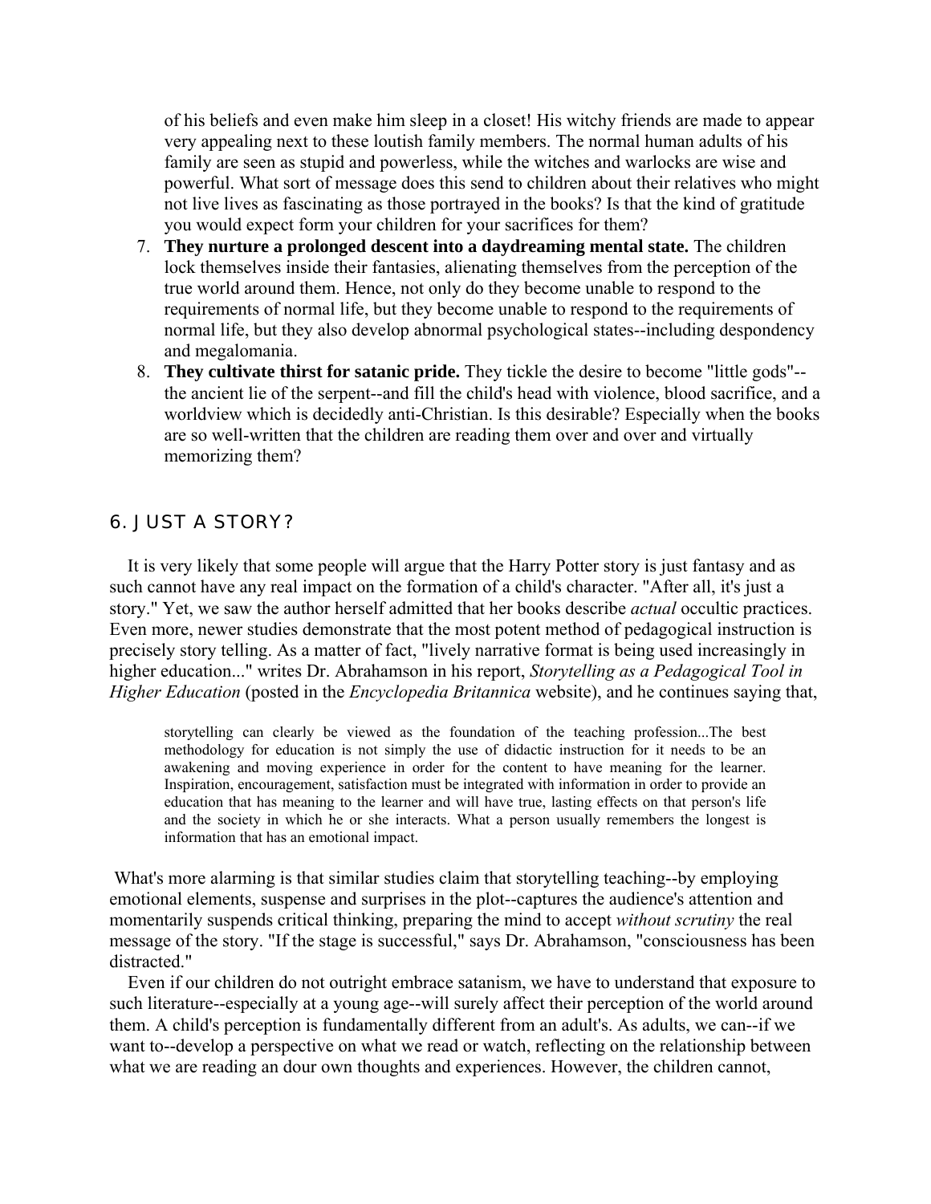of his beliefs and even make him sleep in a closet! His witchy friends are made to appear very appealing next to these loutish family members. The normal human adults of his family are seen as stupid and powerless, while the witches and warlocks are wise and powerful. What sort of message does this send to children about their relatives who might not live lives as fascinating as those portrayed in the books? Is that the kind of gratitude you would expect form your children for your sacrifices for them?

7. **They nurture a prolonged descent into a daydreaming mental state.** The children lock themselves inside their fantasies, alienating themselves from the perception of the true world around them. Hence, not only do they become unable to respond to the requirements of normal life, but they become unable to respond to the requirements of normal life, but they also develop abnormal psychological states--including despondency and megalomania.
8. **They cultivate thirst for satanic pride.** They tickle the desire to become "little gods"--the ancient lie of the serpent--and fill the child's head with violence, blood sacrifice, and a worldview which is decidedly anti-Christian. Is this desirable? Especially when the books are so well-written that the children are reading them over and over and virtually memorizing them?

## 6. JUST A STORY?

It is very likely that some people will argue that the Harry Potter story is just fantasy and as such cannot have any real impact on the formation of a child's character. "After all, it's just a story." Yet, we saw the author herself admitted that her books describe *actual* occultic practices. Even more, newer studies demonstrate that the most potent method of pedagogical instruction is precisely story telling. As a matter of fact, "lively narrative format is being used increasingly in higher education..." writes Dr. Abrahamson in his report, *Storytelling as a Pedagogical Tool in Higher Education* (posted in the *Encyclopedia Britannica* website), and he continues saying that,

> storytelling can clearly be viewed as the foundation of the teaching profession...The best methodology for education is not simply the use of didactic instruction for it needs to be an awakening and moving experience in order for the content to have meaning for the learner. Inspiration, encouragement, satisfaction must be integrated with information in order to provide an education that has meaning to the learner and will have true, lasting effects on that person's life and the society in which he or she interacts. What a person usually remembers the longest is information that has an emotional impact.

What's more alarming is that similar studies claim that storytelling teaching--by employing emotional elements, suspense and surprises in the plot--captures the audience's attention and momentarily suspends critical thinking, preparing the mind to accept *without scrutiny* the real message of the story. "If the stage is successful," says Dr. Abrahamson, "consciousness has been distracted."

Even if our children do not outright embrace satanism, we have to understand that exposure to such literature--especially at a young age--will surely affect their perception of the world around them. A child's perception is fundamentally different from an adult's. As adults, we can--if we want to--develop a perspective on what we read or watch, reflecting on the relationship between what we are reading an dour own thoughts and experiences. However, the children cannot,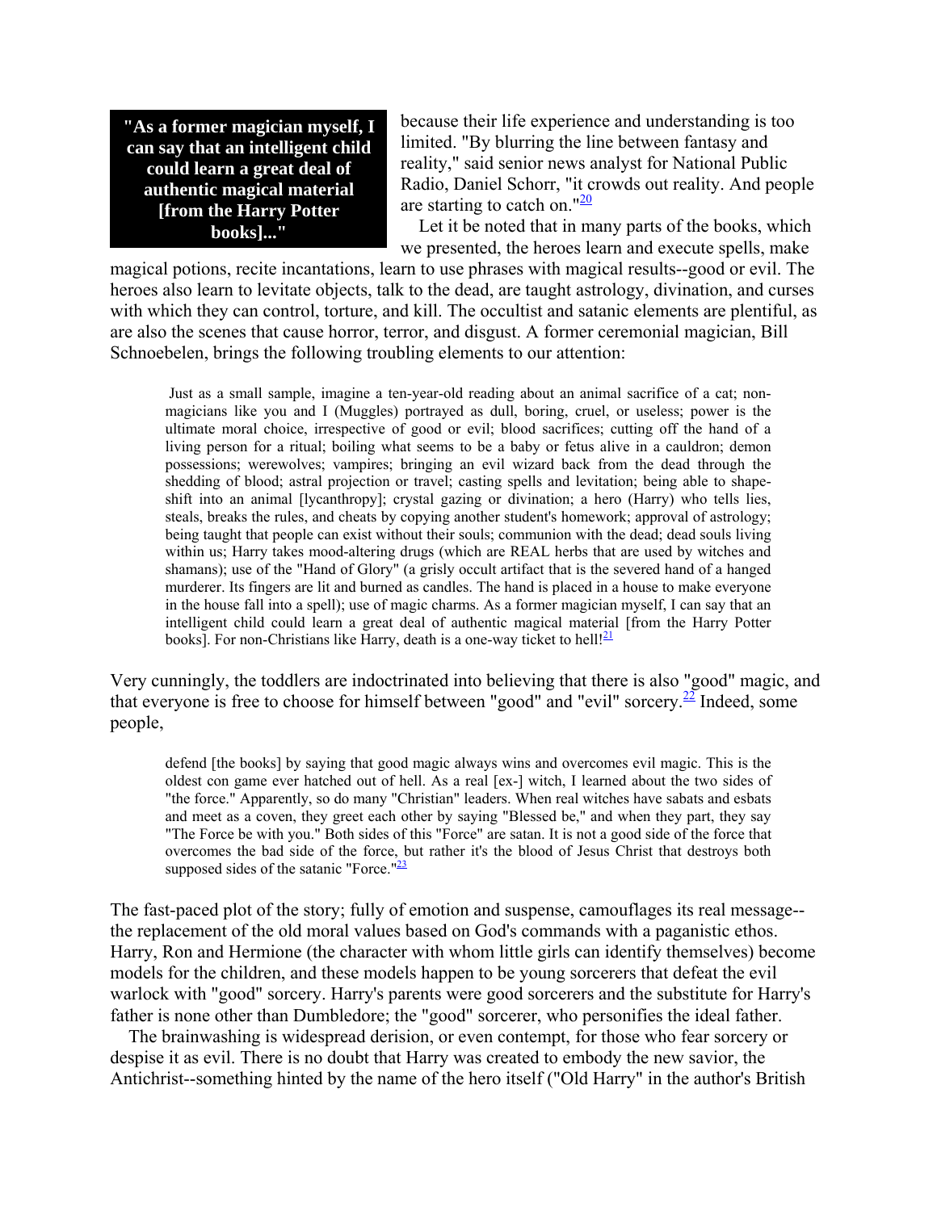**"As a former magician myself, I can say that an intelligent child could learn a great deal of authentic magical material [from the Harry Potter books]..."**

because their life experience and understanding is too limited. "By blurring the line between fantasy and reality," said senior news analyst for National Public Radio, Daniel Schorr, "it crowds out reality. And people are starting to catch on."[20]

Let it be noted that in many parts of the books, which we presented, the heroes learn and execute spells, make magical potions, recite incantations, learn to use phrases with magical results--good or evil. The heroes also learn to levitate objects, talk to the dead, are taught astrology, divination, and curses with which they can control, torture, and kill. The occultist and satanic elements are plentiful, as are also the scenes that cause horror, terror, and disgust. A former ceremonial magician, Bill Schnoebelen, brings the following troubling elements to our attention:

> Just as a small sample, imagine a ten-year-old reading about an animal sacrifice of a cat; non-magicians like you and I (Muggles) portrayed as dull, boring, cruel, or useless; power is the ultimate moral choice, irrespective of good or evil; blood sacrifices; cutting off the hand of a living person for a ritual; boiling what seems to be a baby or fetus alive in a cauldron; demon possessions; werewolves; vampires; bringing an evil wizard back from the dead through the shedding of blood; astral projection or travel; casting spells and levitation; being able to shape-shift into an animal [lycanthropy]; crystal gazing or divination; a hero (Harry) who tells lies, steals, breaks the rules, and cheats by copying another student's homework; approval of astrology; being taught that people can exist without their souls; communion with the dead; dead souls living within us; Harry takes mood-altering drugs (which are REAL herbs that are used by witches and shamans); use of the "Hand of Glory" (a grisly occult artifact that is the severed hand of a hanged murderer. Its fingers are lit and burned as candles. The hand is placed in a house to make everyone in the house fall into a spell); use of magic charms. As a former magician myself, I can say that an intelligent child could learn a great deal of authentic magical material [from the Harry Potter books]. For non-Christians like Harry, death is a one-way ticket to hell![21]

Very cunningly, the toddlers are indoctrinated into believing that there is also "good" magic, and that everyone is free to choose for himself between "good" and "evil" sorcery.[22] Indeed, some people,

> defend [the books] by saying that good magic always wins and overcomes evil magic. This is the oldest con game ever hatched out of hell. As a real [ex-] witch, I learned about the two sides of "the force." Apparently, so do many "Christian" leaders. When real witches have sabats and esbats and meet as a coven, they greet each other by saying "Blessed be," and when they part, they say "The Force be with you." Both sides of this "Force" are satan. It is not a good side of the force that overcomes the bad side of the force, but rather it's the blood of Jesus Christ that destroys both supposed sides of the satanic "Force."[23]

The fast-paced plot of the story; fully of emotion and suspense, camouflages its real message--the replacement of the old moral values based on God's commands with a paganistic ethos. Harry, Ron and Hermione (the character with whom little girls can identify themselves) become models for the children, and these models happen to be young sorcerers that defeat the evil warlock with "good" sorcery. Harry's parents were good sorcerers and the substitute for Harry's father is none other than Dumbledore; the "good" sorcerer, who personifies the ideal father.

The brainwashing is widespread derision, or even contempt, for those who fear sorcery or despise it as evil. There is no doubt that Harry was created to embody the new savior, the Antichrist--something hinted by the name of the hero itself ("Old Harry" in the author's British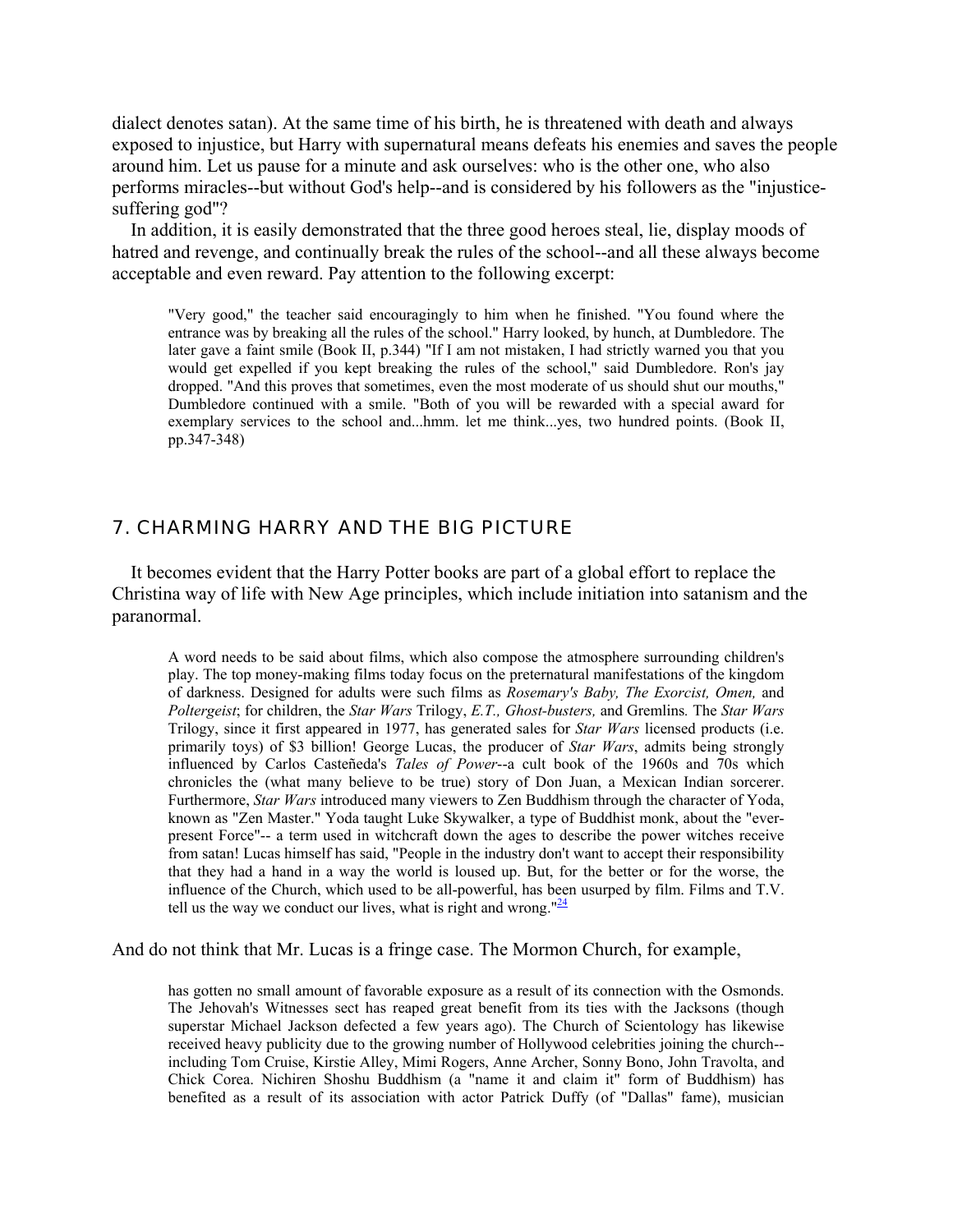dialect denotes satan). At the same time of his birth, he is threatened with death and always exposed to injustice, but Harry with supernatural means defeats his enemies and saves the people around him. Let us pause for a minute and ask ourselves: who is the other one, who also performs miracles--but without God's help--and is considered by his followers as the "injustice-suffering god"?

In addition, it is easily demonstrated that the three good heroes steal, lie, display moods of hatred and revenge, and continually break the rules of the school--and all these always become acceptable and even reward. Pay attention to the following excerpt:

> "Very good," the teacher said encouragingly to him when he finished. "You found where the entrance was by breaking all the rules of the school." Harry looked, by hunch, at Dumbledore. The later gave a faint smile (Book II, p.344) "If I am not mistaken, I had strictly warned you that you would get expelled if you kept breaking the rules of the school," said Dumbledore. Ron's jay dropped. "And this proves that sometimes, even the most moderate of us should shut our mouths," Dumbledore continued with a smile. "Both of you will be rewarded with a special award for exemplary services to the school and...hmm. let me think...yes, two hundred points. (Book II, pp.347-348)

## 7. CHARMING HARRY AND THE BIG PICTURE

It becomes evident that the Harry Potter books are part of a global effort to replace the Christina way of life with New Age principles, which include initiation into satanism and the paranormal.

> A word needs to be said about films, which also compose the atmosphere surrounding children's play. The top money-making films today focus on the preternatural manifestations of the kingdom of darkness. Designed for adults were such films as *Rosemary's Baby, The Exorcist, Omen,* and *Poltergeist*; for children, the *Star Wars* Trilogy, *E.T., Ghost-busters,* and Gremlins*.* The *Star Wars* Trilogy, since it first appeared in 1977, has generated sales for *Star Wars* licensed products (i.e. primarily toys) of $3 billion! George Lucas, the producer of *Star Wars*, admits being strongly influenced by Carlos Casteñeda's *Tales of Power*--a cult book of the 1960s and 70s which chronicles the (what many believe to be true) story of Don Juan, a Mexican Indian sorcerer. Furthermore, *Star Wars* introduced many viewers to Zen Buddhism through the character of Yoda, known as "Zen Master." Yoda taught Luke Skywalker, a type of Buddhist monk, about the "ever-present Force"-- a term used in witchcraft down the ages to describe the power witches receive from satan! Lucas himself has said, "People in the industry don't want to accept their responsibility that they had a hand in a way the world is loused up. But, for the better or for the worse, the influence of the Church, which used to be all-powerful, has been usurped by film. Films and T.V. tell us the way we conduct our lives, what is right and wrong."[24]

And do not think that Mr. Lucas is a fringe case. The Mormon Church, for example,

> has gotten no small amount of favorable exposure as a result of its connection with the Osmonds. The Jehovah's Witnesses sect has reaped great benefit from its ties with the Jacksons (though superstar Michael Jackson defected a few years ago). The Church of Scientology has likewise received heavy publicity due to the growing number of Hollywood celebrities joining the church--including Tom Cruise, Kirstie Alley, Mimi Rogers, Anne Archer, Sonny Bono, John Travolta, and Chick Corea. Nichiren Shoshu Buddhism (a "name it and claim it" form of Buddhism) has benefited as a result of its association with actor Patrick Duffy (of "Dallas" fame), musician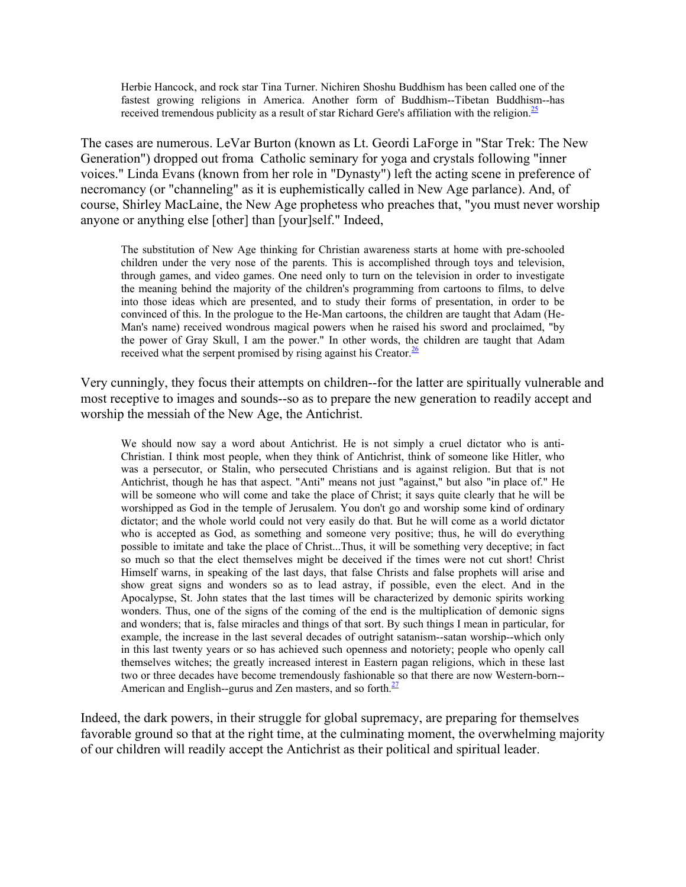> Herbie Hancock, and rock star Tina Turner. Nichiren Shoshu Buddhism has been called one of the fastest growing religions in America. Another form of Buddhism--Tibetan Buddhism--has received tremendous publicity as a result of star Richard Gere's affiliation with the religion.[25]

The cases are numerous. LeVar Burton (known as Lt. Geordi LaForge in "Star Trek: The New Generation") dropped out froma Catholic seminary for yoga and crystals following "inner voices." Linda Evans (known from her role in "Dynasty") left the acting scene in preference of necromancy (or "channeling" as it is euphemistically called in New Age parlance). And, of course, Shirley MacLaine, the New Age prophetess who preaches that, "you must never worship anyone or anything else [other] than [your]self." Indeed,

> The substitution of New Age thinking for Christian awareness starts at home with pre-schooled children under the very nose of the parents. This is accomplished through toys and television, through games, and video games. One need only to turn on the television in order to investigate the meaning behind the majority of the children's programming from cartoons to films, to delve into those ideas which are presented, and to study their forms of presentation, in order to be convinced of this. In the prologue to the He-Man cartoons, the children are taught that Adam (He-Man's name) received wondrous magical powers when he raised his sword and proclaimed, "by the power of Gray Skull, I am the power." In other words, the children are taught that Adam received what the serpent promised by rising against his Creator.[26]

Very cunningly, they focus their attempts on children--for the latter are spiritually vulnerable and most receptive to images and sounds--so as to prepare the new generation to readily accept and worship the messiah of the New Age, the Antichrist.

> We should now say a word about Antichrist. He is not simply a cruel dictator who is anti-Christian. I think most people, when they think of Antichrist, think of someone like Hitler, who was a persecutor, or Stalin, who persecuted Christians and is against religion. But that is not Antichrist, though he has that aspect. "Anti" means not just "against," but also "in place of." He will be someone who will come and take the place of Christ; it says quite clearly that he will be worshipped as God in the temple of Jerusalem. You don't go and worship some kind of ordinary dictator; and the whole world could not very easily do that. But he will come as a world dictator who is accepted as God, as something and someone very positive; thus, he will do everything possible to imitate and take the place of Christ...Thus, it will be something very deceptive; in fact so much so that the elect themselves might be deceived if the times were not cut short! Christ Himself warns, in speaking of the last days, that false Christs and false prophets will arise and show great signs and wonders so as to lead astray, if possible, even the elect. And in the Apocalypse, St. John states that the last times will be characterized by demonic spirits working wonders. Thus, one of the signs of the coming of the end is the multiplication of demonic signs and wonders; that is, false miracles and things of that sort. By such things I mean in particular, for example, the increase in the last several decades of outright satanism--satan worship--which only in this last twenty years or so has achieved such openness and notoriety; people who openly call themselves witches; the greatly increased interest in Eastern pagan religions, which in these last two or three decades have become tremendously fashionable so that there are now Western-born--American and English--gurus and Zen masters, and so forth.[27]

Indeed, the dark powers, in their struggle for global supremacy, are preparing for themselves favorable ground so that at the right time, at the culminating moment, the overwhelming majority of our children will readily accept the Antichrist as their political and spiritual leader.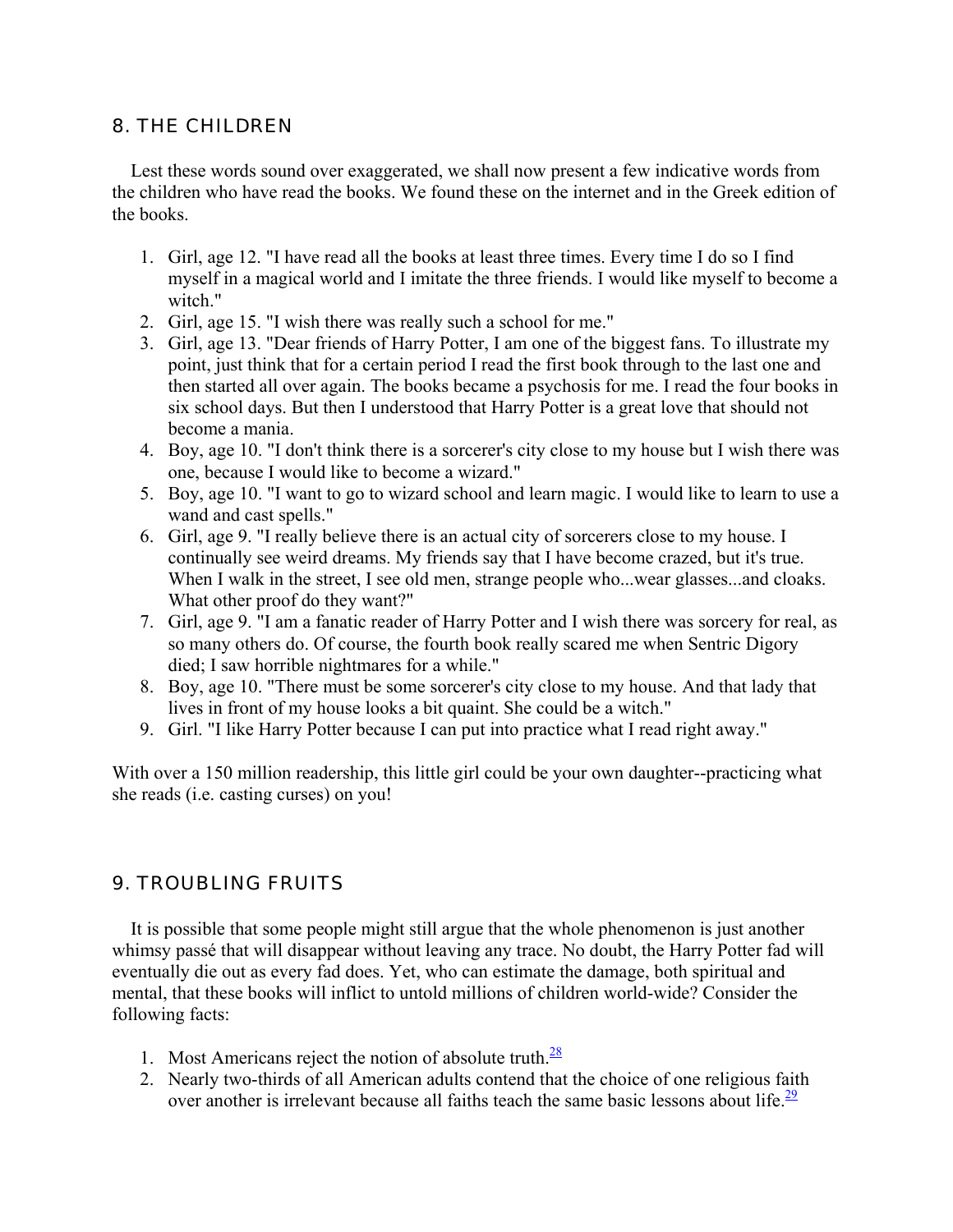## 8. THE CHILDREN

Lest these words sound over exaggerated, we shall now present a few indicative words from the children who have read the books. We found these on the internet and in the Greek edition of the books.

1. Girl, age 12. "I have read all the books at least three times. Every time I do so I find myself in a magical world and I imitate the three friends. I would like myself to become a witch."
2. Girl, age 15. "I wish there was really such a school for me."
3. Girl, age 13. "Dear friends of Harry Potter, I am one of the biggest fans. To illustrate my point, just think that for a certain period I read the first book through to the last one and then started all over again. The books became a psychosis for me. I read the four books in six school days. But then I understood that Harry Potter is a great love that should not become a mania.
4. Boy, age 10. "I don't think there is a sorcerer's city close to my house but I wish there was one, because I would like to become a wizard."
5. Boy, age 10. "I want to go to wizard school and learn magic. I would like to learn to use a wand and cast spells."
6. Girl, age 9. "I really believe there is an actual city of sorcerers close to my house. I continually see weird dreams. My friends say that I have become crazed, but it's true. When I walk in the street, I see old men, strange people who...wear glasses...and cloaks. What other proof do they want?"
7. Girl, age 9. "I am a fanatic reader of Harry Potter and I wish there was sorcery for real, as so many others do. Of course, the fourth book really scared me when Sentric Digory died; I saw horrible nightmares for a while."
8. Boy, age 10. "There must be some sorcerer's city close to my house. And that lady that lives in front of my house looks a bit quaint. She could be a witch."
9. Girl. "I like Harry Potter because I can put into practice what I read right away."

With over a 150 million readership, this little girl could be your own daughter--practicing what she reads (i.e. casting curses) on you!

## 9. TROUBLING FRUITS

It is possible that some people might still argue that the whole phenomenon is just another whimsy passé that will disappear without leaving any trace. No doubt, the Harry Potter fad will eventually die out as every fad does. Yet, who can estimate the damage, both spiritual and mental, that these books will inflict to untold millions of children world-wide? Consider the following facts:

1. Most Americans reject the notion of absolute truth.[28]
2. Nearly two-thirds of all American adults contend that the choice of one religious faith over another is irrelevant because all faiths teach the same basic lessons about life.[29]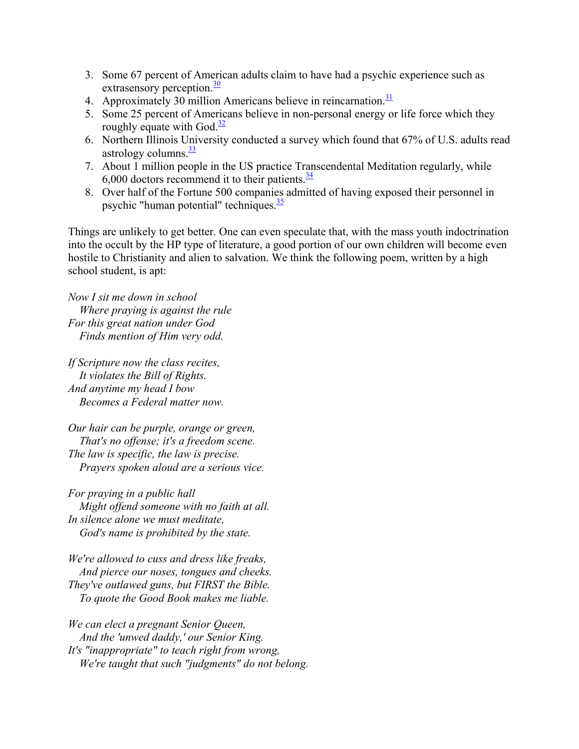3. Some 67 percent of American adults claim to have had a psychic experience such as extrasensory perception.[30]
4. Approximately 30 million Americans believe in reincarnation.[31]
5. Some 25 percent of Americans believe in non-personal energy or life force which they roughly equate with God.[32]
6. Northern Illinois University conducted a survey which found that 67% of U.S. adults read astrology columns.[33]
7. About 1 million people in the US practice Transcendental Meditation regularly, while 6,000 doctors recommend it to their patients.[34]
8. Over half of the Fortune 500 companies admitted of having exposed their personnel in psychic "human potential" techniques.[35]

Things are unlikely to get better. One can even speculate that, with the mass youth indoctrination into the occult by the HP type of literature, a good portion of our own children will become even hostile to Christianity and alien to salvation. We think the following poem, written by a high school student, is apt:

*Now I sit me down in school*
*Where praying is against the rule*
*For this great nation under God*
*Finds mention of Him very odd.*

*If Scripture now the class recites,*
*It violates the Bill of Rights.*
*And anytime my head I bow*
*Becomes a Federal matter now.*

*Our hair can be purple, orange or green,*
*That's no offense; it's a freedom scene.*
*The law is specific, the law is precise.*
*Prayers spoken aloud are a serious vice.*

*For praying in a public hall*
*Might offend someone with no faith at all.*
*In silence alone we must meditate,*
*God's name is prohibited by the state.*

*We're allowed to cuss and dress like freaks,*
*And pierce our noses, tongues and cheeks.*
*They've outlawed guns, but FIRST the Bible.*
*To quote the Good Book makes me liable.*

*We can elect a pregnant Senior Queen,*
*And the 'unwed daddy,' our Senior King.*
*It's "inappropriate" to teach right from wrong,*
*We're taught that such "judgments" do not belong.*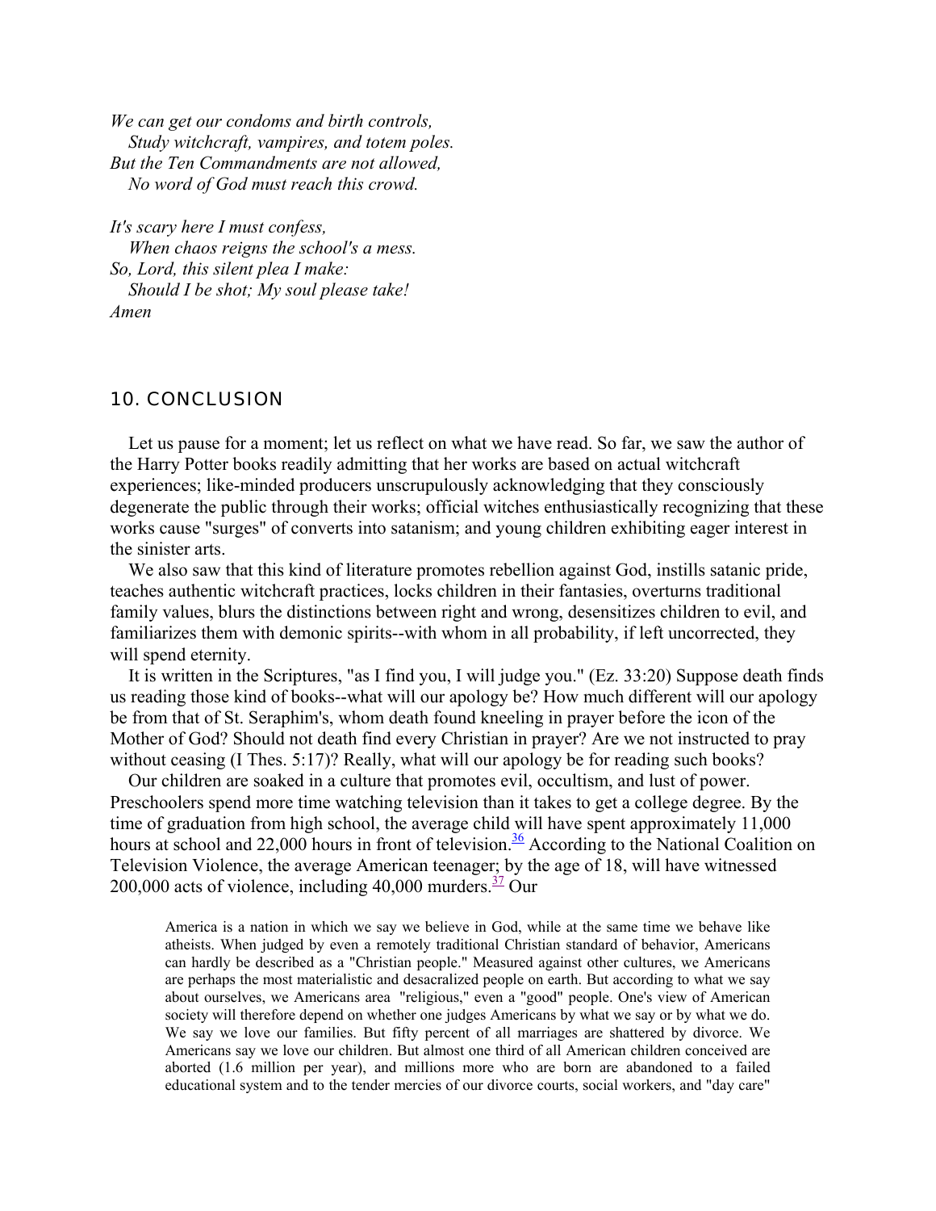*We can get our condoms and birth controls,*
*Study witchcraft, vampires, and totem poles.*
*But the Ten Commandments are not allowed,*
*No word of God must reach this crowd.*

*It's scary here I must confess,*
*When chaos reigns the school's a mess.*
*So, Lord, this silent plea I make:*
*Should I be shot; My soul please take!*
*Amen*

## 10. CONCLUSION

Let us pause for a moment; let us reflect on what we have read. So far, we saw the author of the Harry Potter books readily admitting that her works are based on actual witchcraft experiences; like-minded producers unscrupulously acknowledging that they consciously degenerate the public through their works; official witches enthusiastically recognizing that these works cause "surges" of converts into satanism; and young children exhibiting eager interest in the sinister arts.

We also saw that this kind of literature promotes rebellion against God, instills satanic pride, teaches authentic witchcraft practices, locks children in their fantasies, overturns traditional family values, blurs the distinctions between right and wrong, desensitizes children to evil, and familiarizes them with demonic spirits--with whom in all probability, if left uncorrected, they will spend eternity.

It is written in the Scriptures, "as I find you, I will judge you." (Ez. 33:20) Suppose death finds us reading those kind of books--what will our apology be? How much different will our apology be from that of St. Seraphim's, whom death found kneeling in prayer before the icon of the Mother of God? Should not death find every Christian in prayer? Are we not instructed to pray without ceasing (I Thes. 5:17)? Really, what will our apology be for reading such books?

Our children are soaked in a culture that promotes evil, occultism, and lust of power. Preschoolers spend more time watching television than it takes to get a college degree. By the time of graduation from high school, the average child will have spent approximately 11,000 hours at school and 22,000 hours in front of television.[36] According to the National Coalition on Television Violence, the average American teenager; by the age of 18, will have witnessed 200,000 acts of violence, including 40,000 murders.[37] Our

> America is a nation in which we say we believe in God, while at the same time we behave like atheists. When judged by even a remotely traditional Christian standard of behavior, Americans can hardly be described as a "Christian people." Measured against other cultures, we Americans are perhaps the most materialistic and desacralized people on earth. But according to what we say about ourselves, we Americans area "religious," even a "good" people. One's view of American society will therefore depend on whether one judges Americans by what we say or by what we do. We say we love our families. But fifty percent of all marriages are shattered by divorce. We Americans say we love our children. But almost one third of all American children conceived are aborted (1.6 million per year), and millions more who are born are abandoned to a failed educational system and to the tender mercies of our divorce courts, social workers, and "day care"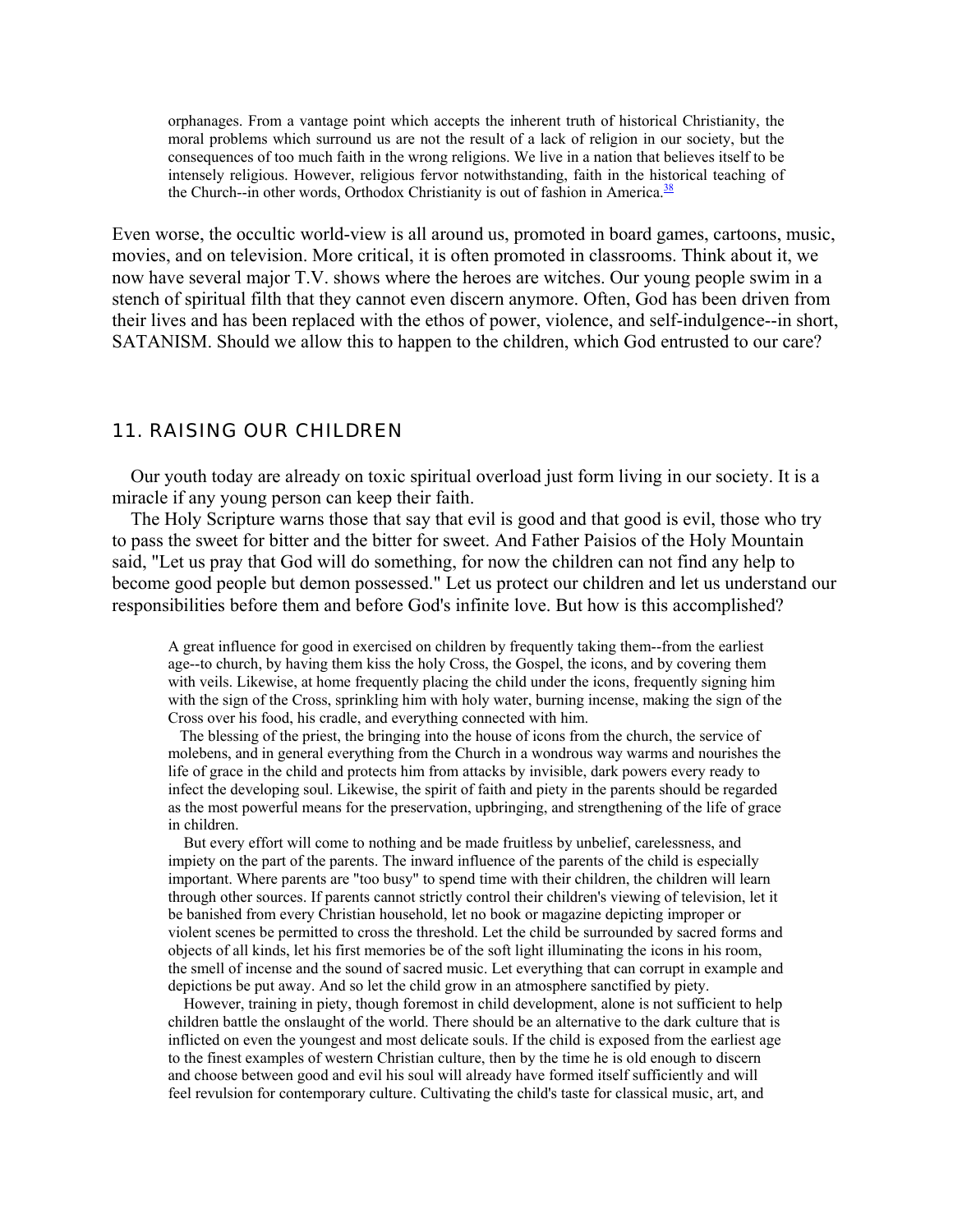> orphanages. From a vantage point which accepts the inherent truth of historical Christianity, the moral problems which surround us are not the result of a lack of religion in our society, but the consequences of too much faith in the wrong religions. We live in a nation that believes itself to be intensely religious. However, religious fervor notwithstanding, faith in the historical teaching of the Church--in other words, Orthodox Christianity is out of fashion in America.[38]

Even worse, the occultic world-view is all around us, promoted in board games, cartoons, music, movies, and on television. More critical, it is often promoted in classrooms. Think about it, we now have several major T.V. shows where the heroes are witches. Our young people swim in a stench of spiritual filth that they cannot even discern anymore. Often, God has been driven from their lives and has been replaced with the ethos of power, violence, and self-indulgence--in short, SATANISM. Should we allow this to happen to the children, which God entrusted to our care?

## 11. RAISING OUR CHILDREN

Our youth today are already on toxic spiritual overload just form living in our society. It is a miracle if any young person can keep their faith.

The Holy Scripture warns those that say that evil is good and that good is evil, those who try to pass the sweet for bitter and the bitter for sweet. And Father Paisios of the Holy Mountain said, "Let us pray that God will do something, for now the children can not find any help to become good people but demon possessed." Let us protect our children and let us understand our responsibilities before them and before God's infinite love. But how is this accomplished?

> A great influence for good in exercised on children by frequently taking them--from the earliest age--to church, by having them kiss the holy Cross, the Gospel, the icons, and by covering them with veils. Likewise, at home frequently placing the child under the icons, frequently signing him with the sign of the Cross, sprinkling him with holy water, burning incense, making the sign of the Cross over his food, his cradle, and everything connected with him.
>
> The blessing of the priest, the bringing into the house of icons from the church, the service of molebens, and in general everything from the Church in a wondrous way warms and nourishes the life of grace in the child and protects him from attacks by invisible, dark powers every ready to infect the developing soul. Likewise, the spirit of faith and piety in the parents should be regarded as the most powerful means for the preservation, upbringing, and strengthening of the life of grace in children.
>
> But every effort will come to nothing and be made fruitless by unbelief, carelessness, and impiety on the part of the parents. The inward influence of the parents of the child is especially important. Where parents are "too busy" to spend time with their children, the children will learn through other sources. If parents cannot strictly control their children's viewing of television, let it be banished from every Christian household, let no book or magazine depicting improper or violent scenes be permitted to cross the threshold. Let the child be surrounded by sacred forms and objects of all kinds, let his first memories be of the soft light illuminating the icons in his room, the smell of incense and the sound of sacred music. Let everything that can corrupt in example and depictions be put away. And so let the child grow in an atmosphere sanctified by piety.
>
> However, training in piety, though foremost in child development, alone is not sufficient to help children battle the onslaught of the world. There should be an alternative to the dark culture that is inflicted on even the youngest and most delicate souls. If the child is exposed from the earliest age to the finest examples of western Christian culture, then by the time he is old enough to discern and choose between good and evil his soul will already have formed itself sufficiently and will feel revulsion for contemporary culture. Cultivating the child's taste for classical music, art, and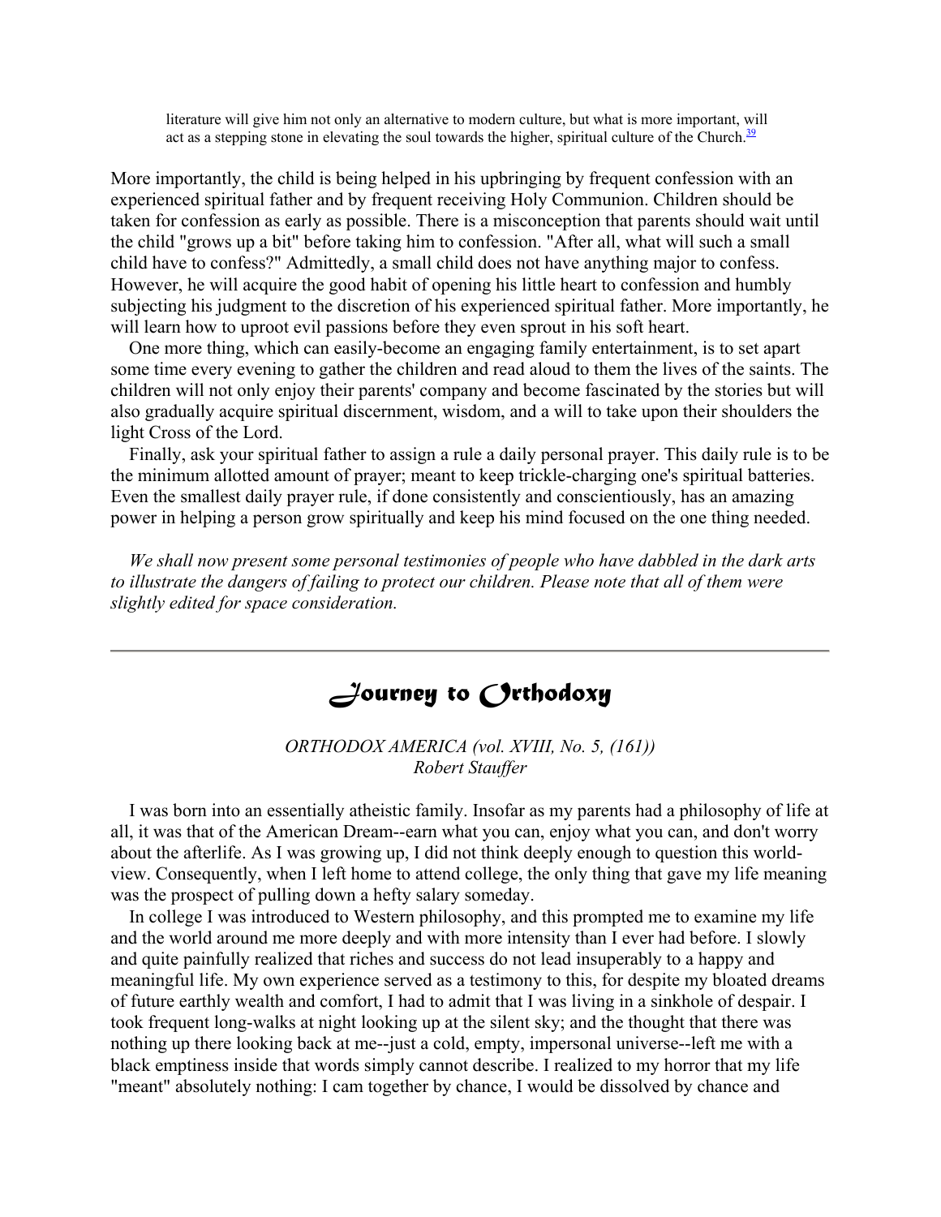> literature will give him not only an alternative to modern culture, but what is more important, will act as a stepping stone in elevating the soul towards the higher, spiritual culture of the Church.[39]

More importantly, the child is being helped in his upbringing by frequent confession with an experienced spiritual father and by frequent receiving Holy Communion. Children should be taken for confession as early as possible. There is a misconception that parents should wait until the child "grows up a bit" before taking him to confession. "After all, what will such a small child have to confess?" Admittedly, a small child does not have anything major to confess. However, he will acquire the good habit of opening his little heart to confession and humbly subjecting his judgment to the discretion of his experienced spiritual father. More importantly, he will learn how to uproot evil passions before they even sprout in his soft heart.

One more thing, which can easily-become an engaging family entertainment, is to set apart some time every evening to gather the children and read aloud to them the lives of the saints. The children will not only enjoy their parents' company and become fascinated by the stories but will also gradually acquire spiritual discernment, wisdom, and a will to take upon their shoulders the light Cross of the Lord.

Finally, ask your spiritual father to assign a rule a daily personal prayer. This daily rule is to be the minimum allotted amount of prayer; meant to keep trickle-charging one's spiritual batteries. Even the smallest daily prayer rule, if done consistently and conscientiously, has an amazing power in helping a person grow spiritually and keep his mind focused on the one thing needed.

*We shall now present some personal testimonies of people who have dabbled in the dark arts to illustrate the dangers of failing to protect our children. Please note that all of them were slightly edited for space consideration.*

---

## Journey to Orthodoxy

*ORTHODOX AMERICA (vol. XVIII, No. 5, (161))*
*Robert Stauffer*

I was born into an essentially atheistic family. Insofar as my parents had a philosophy of life at all, it was that of the American Dream--earn what you can, enjoy what you can, and don't worry about the afterlife. As I was growing up, I did not think deeply enough to question this world-view. Consequently, when I left home to attend college, the only thing that gave my life meaning was the prospect of pulling down a hefty salary someday.

In college I was introduced to Western philosophy, and this prompted me to examine my life and the world around me more deeply and with more intensity than I ever had before. I slowly and quite painfully realized that riches and success do not lead insuperably to a happy and meaningful life. My own experience served as a testimony to this, for despite my bloated dreams of future earthly wealth and comfort, I had to admit that I was living in a sinkhole of despair. I took frequent long-walks at night looking up at the silent sky; and the thought that there was nothing up there looking back at me--just a cold, empty, impersonal universe--left me with a black emptiness inside that words simply cannot describe. I realized to my horror that my life "meant" absolutely nothing: I cam together by chance, I would be dissolved by chance and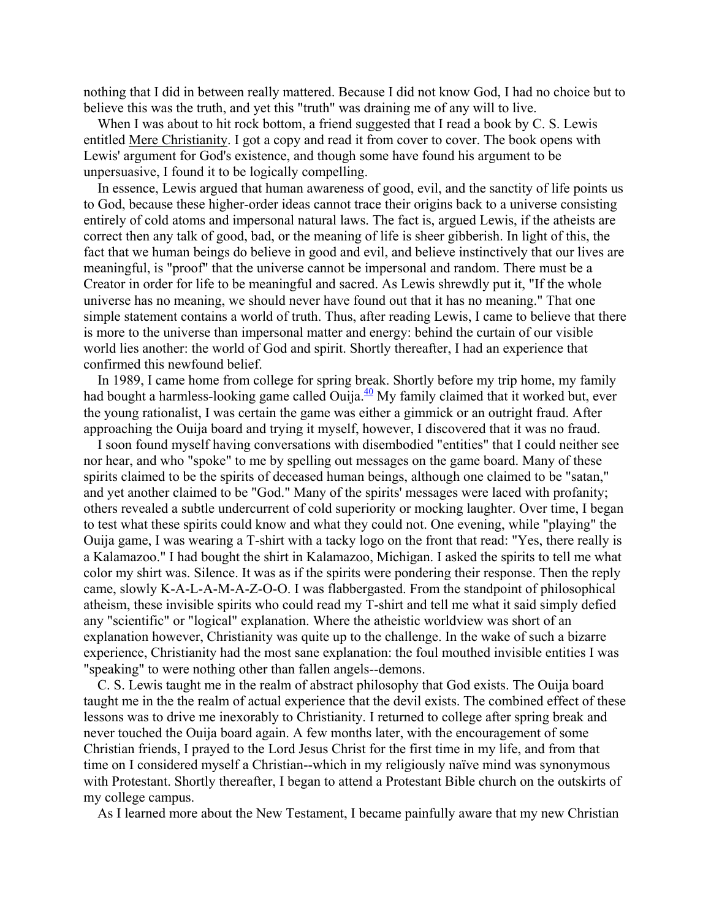nothing that I did in between really mattered. Because I did not know God, I had no choice but to believe this was the truth, and yet this "truth" was draining me of any will to live.

When I was about to hit rock bottom, a friend suggested that I read a book by C. S. Lewis entitled Mere Christianity. I got a copy and read it from cover to cover. The book opens with Lewis' argument for God's existence, and though some have found his argument to be unpersuasive, I found it to be logically compelling.

In essence, Lewis argued that human awareness of good, evil, and the sanctity of life points us to God, because these higher-order ideas cannot trace their origins back to a universe consisting entirely of cold atoms and impersonal natural laws. The fact is, argued Lewis, if the atheists are correct then any talk of good, bad, or the meaning of life is sheer gibberish. In light of this, the fact that we human beings do believe in good and evil, and believe instinctively that our lives are meaningful, is "proof" that the universe cannot be impersonal and random. There must be a Creator in order for life to be meaningful and sacred. As Lewis shrewdly put it, "If the whole universe has no meaning, we should never have found out that it has no meaning." That one simple statement contains a world of truth. Thus, after reading Lewis, I came to believe that there is more to the universe than impersonal matter and energy: behind the curtain of our visible world lies another: the world of God and spirit. Shortly thereafter, I had an experience that confirmed this newfound belief.

In 1989, I came home from college for spring break. Shortly before my trip home, my family had bought a harmless-looking game called Ouija.[40] My family claimed that it worked but, ever the young rationalist, I was certain the game was either a gimmick or an outright fraud. After approaching the Ouija board and trying it myself, however, I discovered that it was no fraud.

I soon found myself having conversations with disembodied "entities" that I could neither see nor hear, and who "spoke" to me by spelling out messages on the game board. Many of these spirits claimed to be the spirits of deceased human beings, although one claimed to be "satan," and yet another claimed to be "God." Many of the spirits' messages were laced with profanity; others revealed a subtle undercurrent of cold superiority or mocking laughter. Over time, I began to test what these spirits could know and what they could not. One evening, while "playing" the Ouija game, I was wearing a T-shirt with a tacky logo on the front that read: "Yes, there really is a Kalamazoo." I had bought the shirt in Kalamazoo, Michigan. I asked the spirits to tell me what color my shirt was. Silence. It was as if the spirits were pondering their response. Then the reply came, slowly K-A-L-A-M-A-Z-O-O. I was flabbergasted. From the standpoint of philosophical atheism, these invisible spirits who could read my T-shirt and tell me what it said simply defied any "scientific" or "logical" explanation. Where the atheistic worldview was short of an explanation however, Christianity was quite up to the challenge. In the wake of such a bizarre experience, Christianity had the most sane explanation: the foul mouthed invisible entities I was "speaking" to were nothing other than fallen angels--demons.

C. S. Lewis taught me in the realm of abstract philosophy that God exists. The Ouija board taught me in the the realm of actual experience that the devil exists. The combined effect of these lessons was to drive me inexorably to Christianity. I returned to college after spring break and never touched the Ouija board again. A few months later, with the encouragement of some Christian friends, I prayed to the Lord Jesus Christ for the first time in my life, and from that time on I considered myself a Christian--which in my religiously naïve mind was synonymous with Protestant. Shortly thereafter, I began to attend a Protestant Bible church on the outskirts of my college campus.

As I learned more about the New Testament, I became painfully aware that my new Christian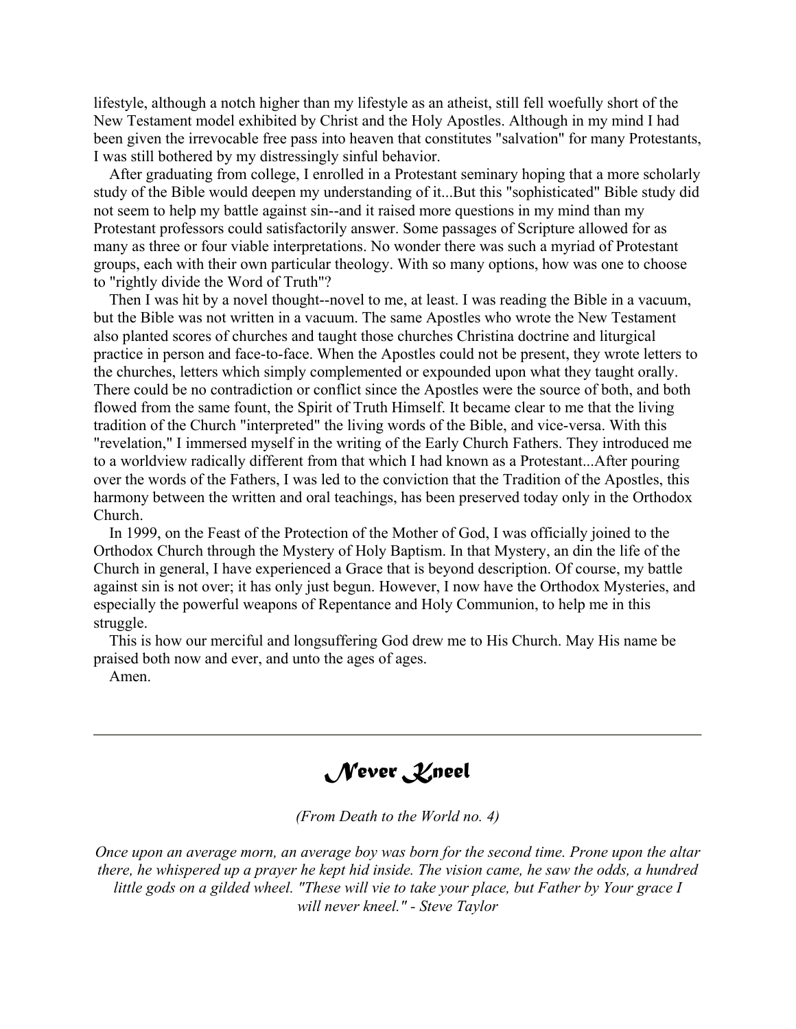lifestyle, although a notch higher than my lifestyle as an atheist, still fell woefully short of the New Testament model exhibited by Christ and the Holy Apostles. Although in my mind I had been given the irrevocable free pass into heaven that constitutes "salvation" for many Protestants, I was still bothered by my distressingly sinful behavior.

After graduating from college, I enrolled in a Protestant seminary hoping that a more scholarly study of the Bible would deepen my understanding of it...But this "sophisticated" Bible study did not seem to help my battle against sin--and it raised more questions in my mind than my Protestant professors could satisfactorily answer. Some passages of Scripture allowed for as many as three or four viable interpretations. No wonder there was such a myriad of Protestant groups, each with their own particular theology. With so many options, how was one to choose to "rightly divide the Word of Truth"?

Then I was hit by a novel thought--novel to me, at least. I was reading the Bible in a vacuum, but the Bible was not written in a vacuum. The same Apostles who wrote the New Testament also planted scores of churches and taught those churches Christina doctrine and liturgical practice in person and face-to-face. When the Apostles could not be present, they wrote letters to the churches, letters which simply complemented or expounded upon what they taught orally. There could be no contradiction or conflict since the Apostles were the source of both, and both flowed from the same fount, the Spirit of Truth Himself. It became clear to me that the living tradition of the Church "interpreted" the living words of the Bible, and vice-versa. With this "revelation," I immersed myself in the writing of the Early Church Fathers. They introduced me to a worldview radically different from that which I had known as a Protestant...After pouring over the words of the Fathers, I was led to the conviction that the Tradition of the Apostles, this harmony between the written and oral teachings, has been preserved today only in the Orthodox Church.

In 1999, on the Feast of the Protection of the Mother of God, I was officially joined to the Orthodox Church through the Mystery of Holy Baptism. In that Mystery, an din the life of the Church in general, I have experienced a Grace that is beyond description. Of course, my battle against sin is not over; it has only just begun. However, I now have the Orthodox Mysteries, and especially the powerful weapons of Repentance and Holy Communion, to help me in this struggle.

This is how our merciful and longsuffering God drew me to His Church. May His name be praised both now and ever, and unto the ages of ages.

Amen.

---

# Never Kneel

*(From Death to the World no. 4)*

*Once upon an average morn, an average boy was born for the second time. Prone upon the altar there, he whispered up a prayer he kept hid inside. The vision came, he saw the odds, a hundred little gods on a gilded wheel. "These will vie to take your place, but Father by Your grace I will never kneel." - Steve Taylor*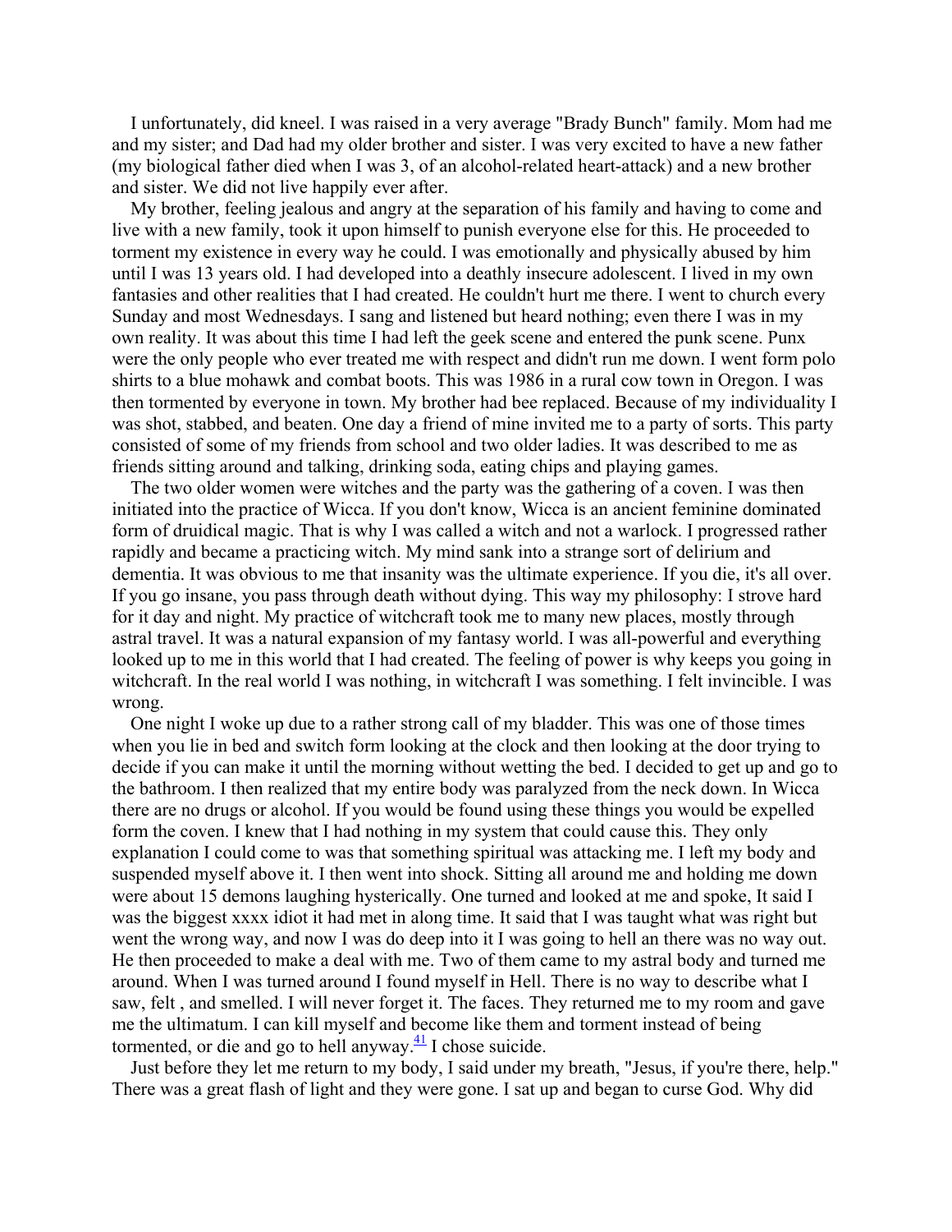I unfortunately, did kneel. I was raised in a very average "Brady Bunch" family. Mom had me and my sister; and Dad had my older brother and sister. I was very excited to have a new father (my biological father died when I was 3, of an alcohol-related heart-attack) and a new brother and sister. We did not live happily ever after.

My brother, feeling jealous and angry at the separation of his family and having to come and live with a new family, took it upon himself to punish everyone else for this. He proceeded to torment my existence in every way he could. I was emotionally and physically abused by him until I was 13 years old. I had developed into a deathly insecure adolescent. I lived in my own fantasies and other realities that I had created. He couldn't hurt me there. I went to church every Sunday and most Wednesdays. I sang and listened but heard nothing; even there I was in my own reality. It was about this time I had left the geek scene and entered the punk scene. Punx were the only people who ever treated me with respect and didn't run me down. I went form polo shirts to a blue mohawk and combat boots. This was 1986 in a rural cow town in Oregon. I was then tormented by everyone in town. My brother had bee replaced. Because of my individuality I was shot, stabbed, and beaten. One day a friend of mine invited me to a party of sorts. This party consisted of some of my friends from school and two older ladies. It was described to me as friends sitting around and talking, drinking soda, eating chips and playing games.

The two older women were witches and the party was the gathering of a coven. I was then initiated into the practice of Wicca. If you don't know, Wicca is an ancient feminine dominated form of druidical magic. That is why I was called a witch and not a warlock. I progressed rather rapidly and became a practicing witch. My mind sank into a strange sort of delirium and dementia. It was obvious to me that insanity was the ultimate experience. If you die, it's all over. If you go insane, you pass through death without dying. This way my philosophy: I strove hard for it day and night. My practice of witchcraft took me to many new places, mostly through astral travel. It was a natural expansion of my fantasy world. I was all-powerful and everything looked up to me in this world that I had created. The feeling of power is why keeps you going in witchcraft. In the real world I was nothing, in witchcraft I was something. I felt invincible. I was wrong.

One night I woke up due to a rather strong call of my bladder. This was one of those times when you lie in bed and switch form looking at the clock and then looking at the door trying to decide if you can make it until the morning without wetting the bed. I decided to get up and go to the bathroom. I then realized that my entire body was paralyzed from the neck down. In Wicca there are no drugs or alcohol. If you would be found using these things you would be expelled form the coven. I knew that I had nothing in my system that could cause this. They only explanation I could come to was that something spiritual was attacking me. I left my body and suspended myself above it. I then went into shock. Sitting all around me and holding me down were about 15 demons laughing hysterically. One turned and looked at me and spoke, It said I was the biggest xxxx idiot it had met in along time. It said that I was taught what was right but went the wrong way, and now I was do deep into it I was going to hell an there was no way out. He then proceeded to make a deal with me. Two of them came to my astral body and turned me around. When I was turned around I found myself in Hell. There is no way to describe what I saw, felt , and smelled. I will never forget it. The faces. They returned me to my room and gave me the ultimatum. I can kill myself and become like them and torment instead of being tormented, or die and go to hell anyway.[41] I chose suicide.

Just before they let me return to my body, I said under my breath, "Jesus, if you're there, help." There was a great flash of light and they were gone. I sat up and began to curse God. Why did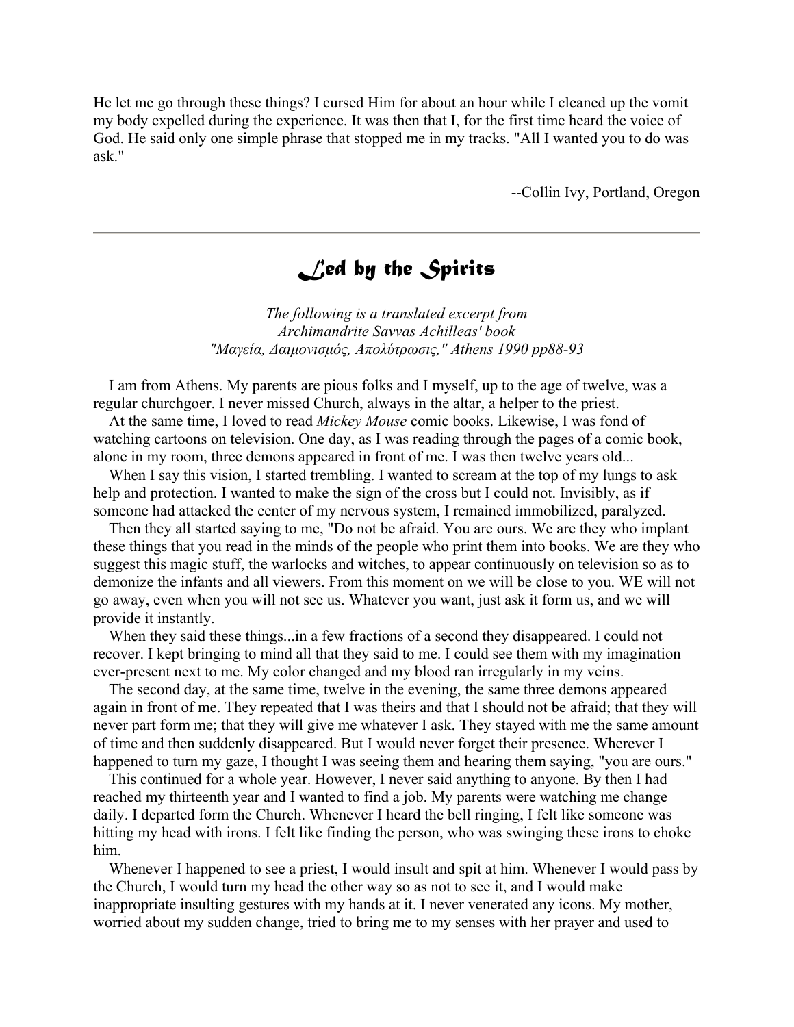He let me go through these things? I cursed Him for about an hour while I cleaned up the vomit my body expelled during the experience. It was then that I, for the first time heard the voice of God. He said only one simple phrase that stopped me in my tracks. "All I wanted you to do was ask."

--Collin Ivy, Portland, Oregon

---

## Led by the Spirits

*The following is a translated excerpt from Archimandrite Savvas Achilleas' book "Μαγεία, Δαιμονισμός, Απολύτρωσις," Athens 1990 pp88-93*

I am from Athens. My parents are pious folks and I myself, up to the age of twelve, was a regular churchgoer. I never missed Church, always in the altar, a helper to the priest.

At the same time, I loved to read *Mickey Mouse* comic books. Likewise, I was fond of watching cartoons on television. One day, as I was reading through the pages of a comic book, alone in my room, three demons appeared in front of me. I was then twelve years old...

When I say this vision, I started trembling. I wanted to scream at the top of my lungs to ask help and protection. I wanted to make the sign of the cross but I could not. Invisibly, as if someone had attacked the center of my nervous system, I remained immobilized, paralyzed.

Then they all started saying to me, "Do not be afraid. You are ours. We are they who implant these things that you read in the minds of the people who print them into books. We are they who suggest this magic stuff, the warlocks and witches, to appear continuously on television so as to demonize the infants and all viewers. From this moment on we will be close to you. WE will not go away, even when you will not see us. Whatever you want, just ask it form us, and we will provide it instantly.

When they said these things...in a few fractions of a second they disappeared. I could not recover. I kept bringing to mind all that they said to me. I could see them with my imagination ever-present next to me. My color changed and my blood ran irregularly in my veins.

The second day, at the same time, twelve in the evening, the same three demons appeared again in front of me. They repeated that I was theirs and that I should not be afraid; that they will never part form me; that they will give me whatever I ask. They stayed with me the same amount of time and then suddenly disappeared. But I would never forget their presence. Wherever I happened to turn my gaze, I thought I was seeing them and hearing them saying, "you are ours."

This continued for a whole year. However, I never said anything to anyone. By then I had reached my thirteenth year and I wanted to find a job. My parents were watching me change daily. I departed form the Church. Whenever I heard the bell ringing, I felt like someone was hitting my head with irons. I felt like finding the person, who was swinging these irons to choke him.

Whenever I happened to see a priest, I would insult and spit at him. Whenever I would pass by the Church, I would turn my head the other way so as not to see it, and I would make inappropriate insulting gestures with my hands at it. I never venerated any icons. My mother, worried about my sudden change, tried to bring me to my senses with her prayer and used to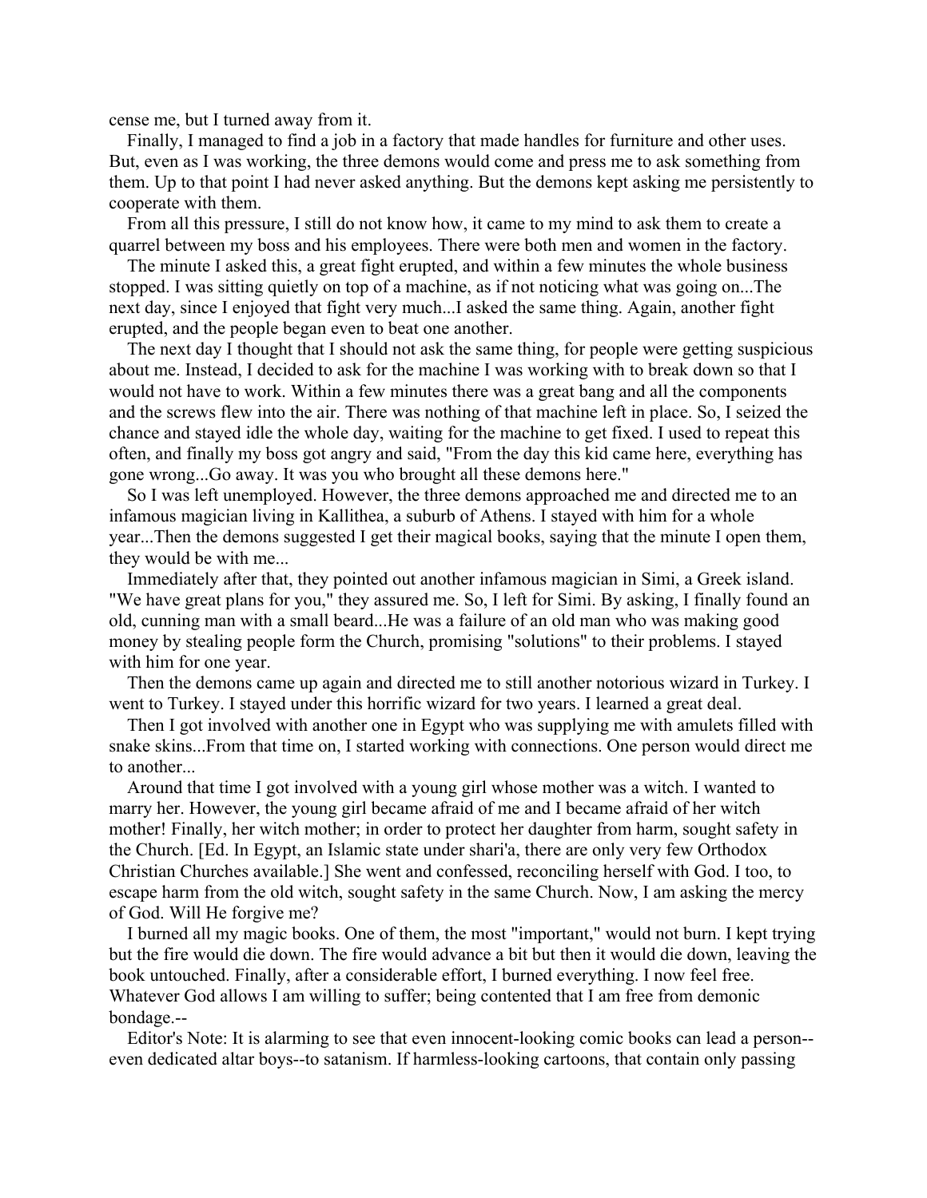cense me, but I turned away from it.

Finally, I managed to find a job in a factory that made handles for furniture and other uses. But, even as I was working, the three demons would come and press me to ask something from them. Up to that point I had never asked anything. But the demons kept asking me persistently to cooperate with them.

From all this pressure, I still do not know how, it came to my mind to ask them to create a quarrel between my boss and his employees. There were both men and women in the factory.

The minute I asked this, a great fight erupted, and within a few minutes the whole business stopped. I was sitting quietly on top of a machine, as if not noticing what was going on...The next day, since I enjoyed that fight very much...I asked the same thing. Again, another fight erupted, and the people began even to beat one another.

The next day I thought that I should not ask the same thing, for people were getting suspicious about me. Instead, I decided to ask for the machine I was working with to break down so that I would not have to work. Within a few minutes there was a great bang and all the components and the screws flew into the air. There was nothing of that machine left in place. So, I seized the chance and stayed idle the whole day, waiting for the machine to get fixed. I used to repeat this often, and finally my boss got angry and said, "From the day this kid came here, everything has gone wrong...Go away. It was you who brought all these demons here."

So I was left unemployed. However, the three demons approached me and directed me to an infamous magician living in Kallithea, a suburb of Athens. I stayed with him for a whole year...Then the demons suggested I get their magical books, saying that the minute I open them, they would be with me...

Immediately after that, they pointed out another infamous magician in Simi, a Greek island. "We have great plans for you," they assured me. So, I left for Simi. By asking, I finally found an old, cunning man with a small beard...He was a failure of an old man who was making good money by stealing people form the Church, promising "solutions" to their problems. I stayed with him for one year.

Then the demons came up again and directed me to still another notorious wizard in Turkey. I went to Turkey. I stayed under this horrific wizard for two years. I learned a great deal.

Then I got involved with another one in Egypt who was supplying me with amulets filled with snake skins...From that time on, I started working with connections. One person would direct me to another...

Around that time I got involved with a young girl whose mother was a witch. I wanted to marry her. However, the young girl became afraid of me and I became afraid of her witch mother! Finally, her witch mother; in order to protect her daughter from harm, sought safety in the Church. [Ed. In Egypt, an Islamic state under shari'a, there are only very few Orthodox Christian Churches available.] She went and confessed, reconciling herself with God. I too, to escape harm from the old witch, sought safety in the same Church. Now, I am asking the mercy of God. Will He forgive me?

I burned all my magic books. One of them, the most "important," would not burn. I kept trying but the fire would die down. The fire would advance a bit but then it would die down, leaving the book untouched. Finally, after a considerable effort, I burned everything. I now feel free. Whatever God allows I am willing to suffer; being contented that I am free from demonic bondage.--

Editor's Note: It is alarming to see that even innocent-looking comic books can lead a person--even dedicated altar boys--to satanism. If harmless-looking cartoons, that contain only passing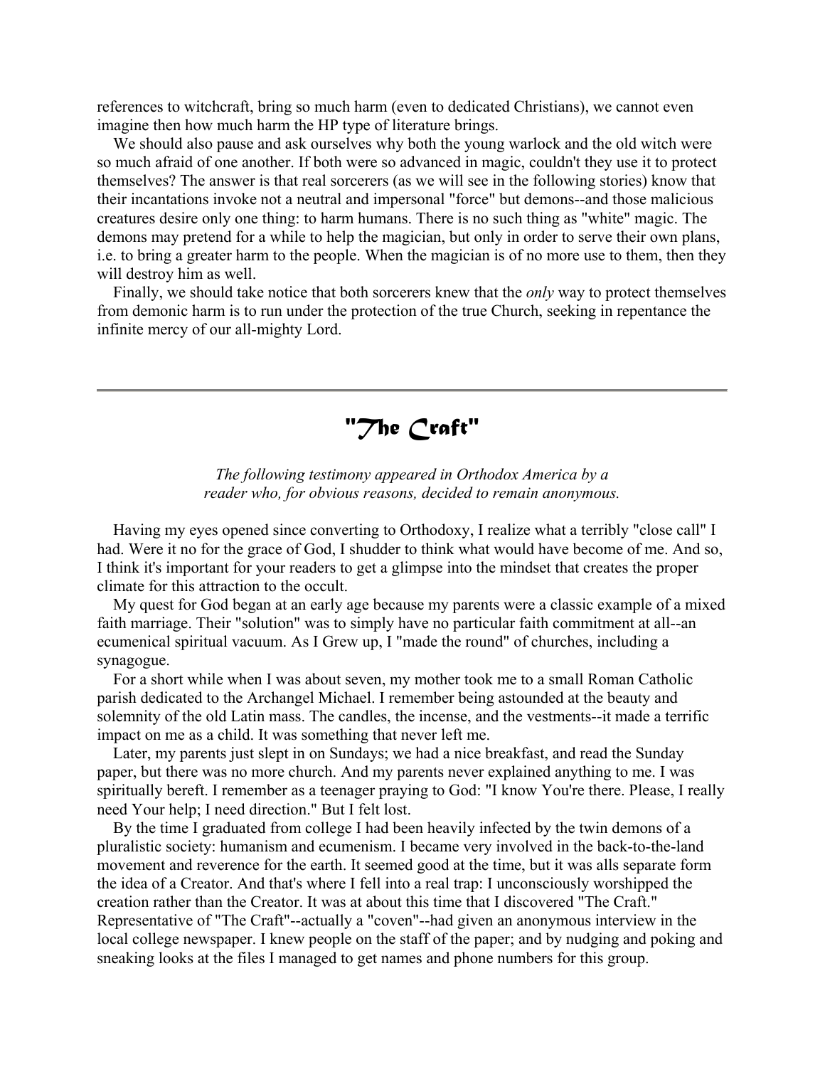references to witchcraft, bring so much harm (even to dedicated Christians), we cannot even imagine then how much harm the HP type of literature brings.

We should also pause and ask ourselves why both the young warlock and the old witch were so much afraid of one another. If both were so advanced in magic, couldn't they use it to protect themselves? The answer is that real sorcerers (as we will see in the following stories) know that their incantations invoke not a neutral and impersonal "force" but demons--and those malicious creatures desire only one thing: to harm humans. There is no such thing as "white" magic. The demons may pretend for a while to help the magician, but only in order to serve their own plans, i.e. to bring a greater harm to the people. When the magician is of no more use to them, then they will destroy him as well.

Finally, we should take notice that both sorcerers knew that the *only* way to protect themselves from demonic harm is to run under the protection of the true Church, seeking in repentance the infinite mercy of our all-mighty Lord.

---

## "The Craft"

*The following testimony appeared in Orthodox America by a reader who, for obvious reasons, decided to remain anonymous.*

Having my eyes opened since converting to Orthodoxy, I realize what a terribly "close call" I had. Were it no for the grace of God, I shudder to think what would have become of me. And so, I think it's important for your readers to get a glimpse into the mindset that creates the proper climate for this attraction to the occult.

My quest for God began at an early age because my parents were a classic example of a mixed faith marriage. Their "solution" was to simply have no particular faith commitment at all--an ecumenical spiritual vacuum. As I Grew up, I "made the round" of churches, including a synagogue.

For a short while when I was about seven, my mother took me to a small Roman Catholic parish dedicated to the Archangel Michael. I remember being astounded at the beauty and solemnity of the old Latin mass. The candles, the incense, and the vestments--it made a terrific impact on me as a child. It was something that never left me.

Later, my parents just slept in on Sundays; we had a nice breakfast, and read the Sunday paper, but there was no more church. And my parents never explained anything to me. I was spiritually bereft. I remember as a teenager praying to God: "I know You're there. Please, I really need Your help; I need direction." But I felt lost.

By the time I graduated from college I had been heavily infected by the twin demons of a pluralistic society: humanism and ecumenism. I became very involved in the back-to-the-land movement and reverence for the earth. It seemed good at the time, but it was alls separate form the idea of a Creator. And that's where I fell into a real trap: I unconsciously worshipped the creation rather than the Creator. It was at about this time that I discovered "The Craft." Representative of "The Craft"--actually a "coven"--had given an anonymous interview in the local college newspaper. I knew people on the staff of the paper; and by nudging and poking and sneaking looks at the files I managed to get names and phone numbers for this group.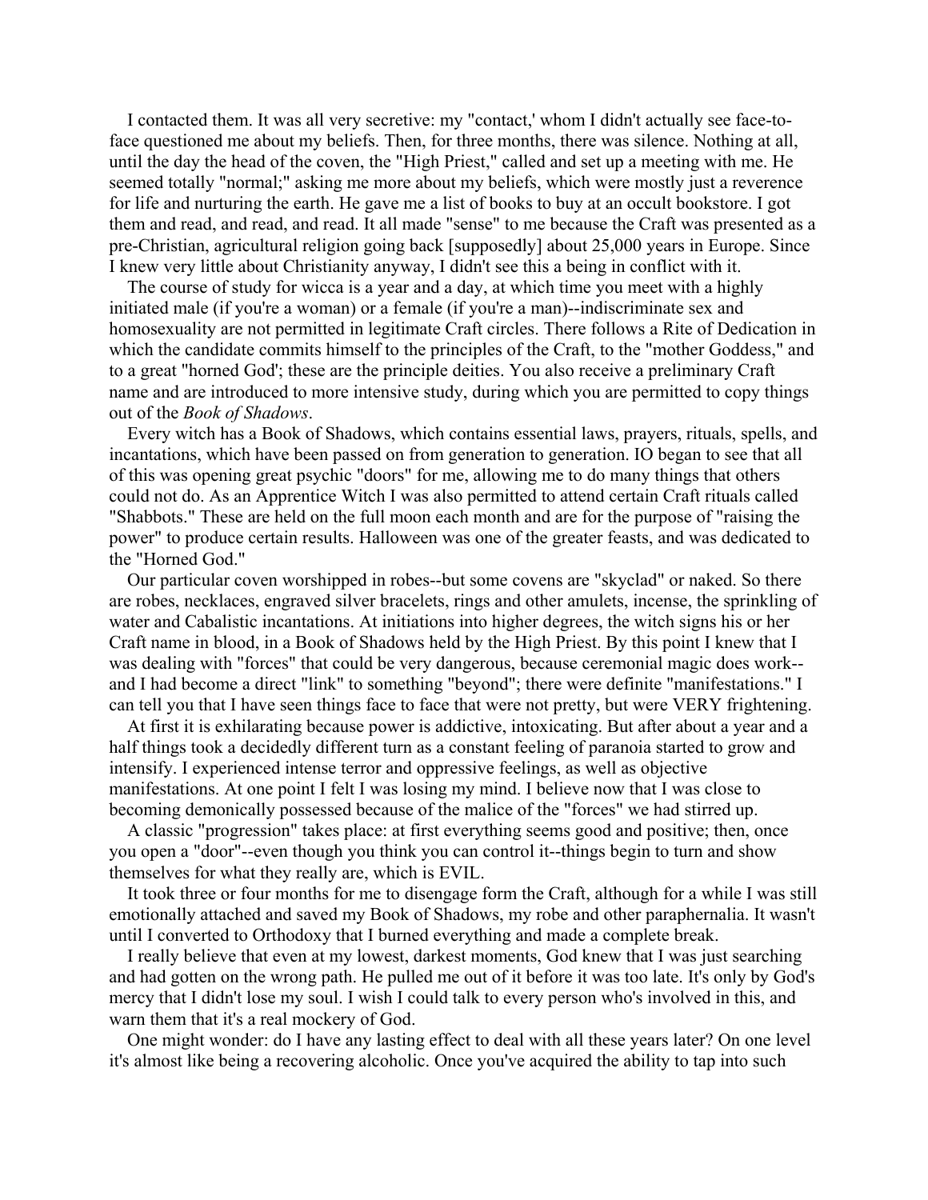I contacted them. It was all very secretive: my "contact,' whom I didn't actually see face-to-face questioned me about my beliefs. Then, for three months, there was silence. Nothing at all, until the day the head of the coven, the "High Priest," called and set up a meeting with me. He seemed totally "normal;" asking me more about my beliefs, which were mostly just a reverence for life and nurturing the earth. He gave me a list of books to buy at an occult bookstore. I got them and read, and read, and read. It all made "sense" to me because the Craft was presented as a pre-Christian, agricultural religion going back [supposedly] about 25,000 years in Europe. Since I knew very little about Christianity anyway, I didn't see this a being in conflict with it.

The course of study for wicca is a year and a day, at which time you meet with a highly initiated male (if you're a woman) or a female (if you're a man)--indiscriminate sex and homosexuality are not permitted in legitimate Craft circles. There follows a Rite of Dedication in which the candidate commits himself to the principles of the Craft, to the "mother Goddess," and to a great "horned God'; these are the principle deities. You also receive a preliminary Craft name and are introduced to more intensive study, during which you are permitted to copy things out of the *Book of Shadows*.

Every witch has a Book of Shadows, which contains essential laws, prayers, rituals, spells, and incantations, which have been passed on from generation to generation. IO began to see that all of this was opening great psychic "doors" for me, allowing me to do many things that others could not do. As an Apprentice Witch I was also permitted to attend certain Craft rituals called "Shabbots." These are held on the full moon each month and are for the purpose of "raising the power" to produce certain results. Halloween was one of the greater feasts, and was dedicated to the "Horned God."

Our particular coven worshipped in robes--but some covens are "skyclad" or naked. So there are robes, necklaces, engraved silver bracelets, rings and other amulets, incense, the sprinkling of water and Cabalistic incantations. At initiations into higher degrees, the witch signs his or her Craft name in blood, in a Book of Shadows held by the High Priest. By this point I knew that I was dealing with "forces" that could be very dangerous, because ceremonial magic does work--and I had become a direct "link" to something "beyond"; there were definite "manifestations." I can tell you that I have seen things face to face that were not pretty, but were VERY frightening.

At first it is exhilarating because power is addictive, intoxicating. But after about a year and a half things took a decidedly different turn as a constant feeling of paranoia started to grow and intensify. I experienced intense terror and oppressive feelings, as well as objective manifestations. At one point I felt I was losing my mind. I believe now that I was close to becoming demonically possessed because of the malice of the "forces" we had stirred up.

A classic "progression" takes place: at first everything seems good and positive; then, once you open a "door"--even though you think you can control it--things begin to turn and show themselves for what they really are, which is EVIL.

It took three or four months for me to disengage form the Craft, although for a while I was still emotionally attached and saved my Book of Shadows, my robe and other paraphernalia. It wasn't until I converted to Orthodoxy that I burned everything and made a complete break.

I really believe that even at my lowest, darkest moments, God knew that I was just searching and had gotten on the wrong path. He pulled me out of it before it was too late. It's only by God's mercy that I didn't lose my soul. I wish I could talk to every person who's involved in this, and warn them that it's a real mockery of God.

One might wonder: do I have any lasting effect to deal with all these years later? On one level it's almost like being a recovering alcoholic. Once you've acquired the ability to tap into such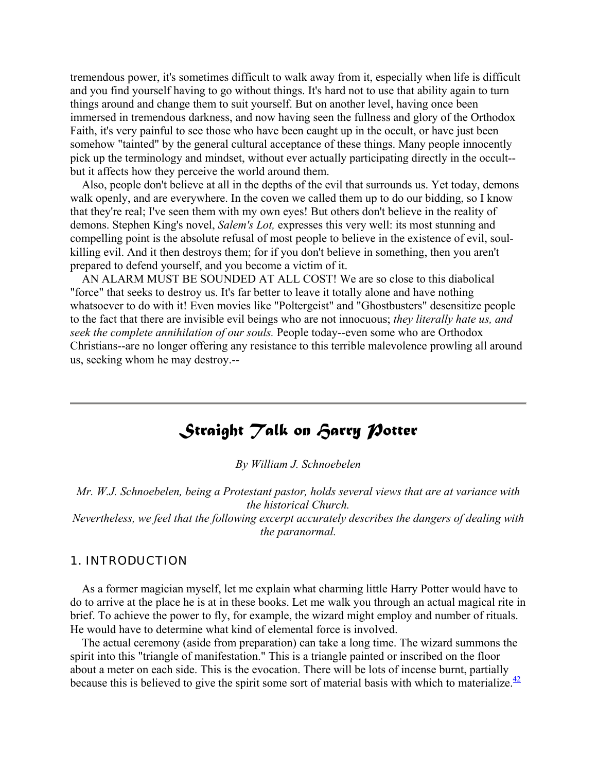tremendous power, it's sometimes difficult to walk away from it, especially when life is difficult and you find yourself having to go without things. It's hard not to use that ability again to turn things around and change them to suit yourself. But on another level, having once been immersed in tremendous darkness, and now having seen the fullness and glory of the Orthodox Faith, it's very painful to see those who have been caught up in the occult, or have just been somehow "tainted" by the general cultural acceptance of these things. Many people innocently pick up the terminology and mindset, without ever actually participating directly in the occult--but it affects how they perceive the world around them.

Also, people don't believe at all in the depths of the evil that surrounds us. Yet today, demons walk openly, and are everywhere. In the coven we called them up to do our bidding, so I know that they're real; I've seen them with my own eyes! But others don't believe in the reality of demons. Stephen King's novel, *Salem's Lot,* expresses this very well: its most stunning and compelling point is the absolute refusal of most people to believe in the existence of evil, soul-killing evil. And it then destroys them; for if you don't believe in something, then you aren't prepared to defend yourself, and you become a victim of it.

AN ALARM MUST BE SOUNDED AT ALL COST! We are so close to this diabolical "force" that seeks to destroy us. It's far better to leave it totally alone and have nothing whatsoever to do with it! Even movies like "Poltergeist" and "Ghostbusters" desensitize people to the fact that there are invisible evil beings who are not innocuous; *they literally hate us, and seek the complete annihilation of our souls.* People today--even some who are Orthodox Christians--are no longer offering any resistance to this terrible malevolence prowling all around us, seeking whom he may destroy.--

---

# Straight Talk on Harry Potter

*By William J. Schnoebelen*

*Mr. W.J. Schnoebelen, being a Protestant pastor, holds several views that are at variance with the historical Church.*
*Nevertheless, we feel that the following excerpt accurately describes the dangers of dealing with the paranormal.*

## 1. INTRODUCTION

As a former magician myself, let me explain what charming little Harry Potter would have to do to arrive at the place he is at in these books. Let me walk you through an actual magical rite in brief. To achieve the power to fly, for example, the wizard might employ and number of rituals. He would have to determine what kind of elemental force is involved.

The actual ceremony (aside from preparation) can take a long time. The wizard summons the spirit into this "triangle of manifestation." This is a triangle painted or inscribed on the floor about a meter on each side. This is the evocation. There will be lots of incense burnt, partially because this is believed to give the spirit some sort of material basis with which to materialize.[42]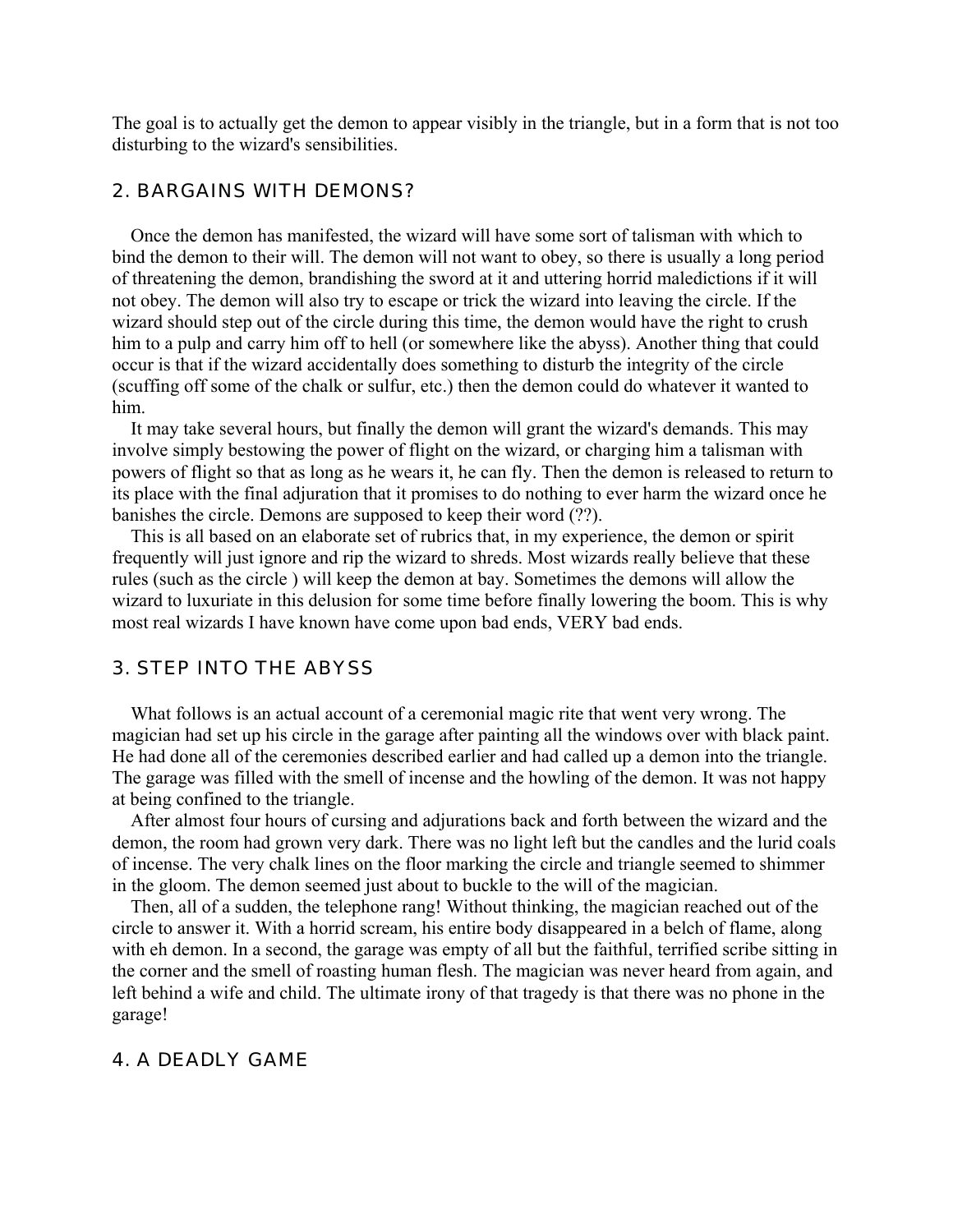The goal is to actually get the demon to appear visibly in the triangle, but in a form that is not too disturbing to the wizard's sensibilities.

## 2. BARGAINS WITH DEMONS?

Once the demon has manifested, the wizard will have some sort of talisman with which to bind the demon to their will. The demon will not want to obey, so there is usually a long period of threatening the demon, brandishing the sword at it and uttering horrid maledictions if it will not obey. The demon will also try to escape or trick the wizard into leaving the circle. If the wizard should step out of the circle during this time, the demon would have the right to crush him to a pulp and carry him off to hell (or somewhere like the abyss). Another thing that could occur is that if the wizard accidentally does something to disturb the integrity of the circle (scuffing off some of the chalk or sulfur, etc.) then the demon could do whatever it wanted to him.

It may take several hours, but finally the demon will grant the wizard's demands. This may involve simply bestowing the power of flight on the wizard, or charging him a talisman with powers of flight so that as long as he wears it, he can fly. Then the demon is released to return to its place with the final adjuration that it promises to do nothing to ever harm the wizard once he banishes the circle. Demons are supposed to keep their word (??).

This is all based on an elaborate set of rubrics that, in my experience, the demon or spirit frequently will just ignore and rip the wizard to shreds. Most wizards really believe that these rules (such as the circle ) will keep the demon at bay. Sometimes the demons will allow the wizard to luxuriate in this delusion for some time before finally lowering the boom. This is why most real wizards I have known have come upon bad ends, VERY bad ends.

## 3. STEP INTO THE ABYSS

What follows is an actual account of a ceremonial magic rite that went very wrong. The magician had set up his circle in the garage after painting all the windows over with black paint. He had done all of the ceremonies described earlier and had called up a demon into the triangle. The garage was filled with the smell of incense and the howling of the demon. It was not happy at being confined to the triangle.

After almost four hours of cursing and adjurations back and forth between the wizard and the demon, the room had grown very dark. There was no light left but the candles and the lurid coals of incense. The very chalk lines on the floor marking the circle and triangle seemed to shimmer in the gloom. The demon seemed just about to buckle to the will of the magician.

Then, all of a sudden, the telephone rang! Without thinking, the magician reached out of the circle to answer it. With a horrid scream, his entire body disappeared in a belch of flame, along with eh demon. In a second, the garage was empty of all but the faithful, terrified scribe sitting in the corner and the smell of roasting human flesh. The magician was never heard from again, and left behind a wife and child. The ultimate irony of that tragedy is that there was no phone in the garage!

## 4. A DEADLY GAME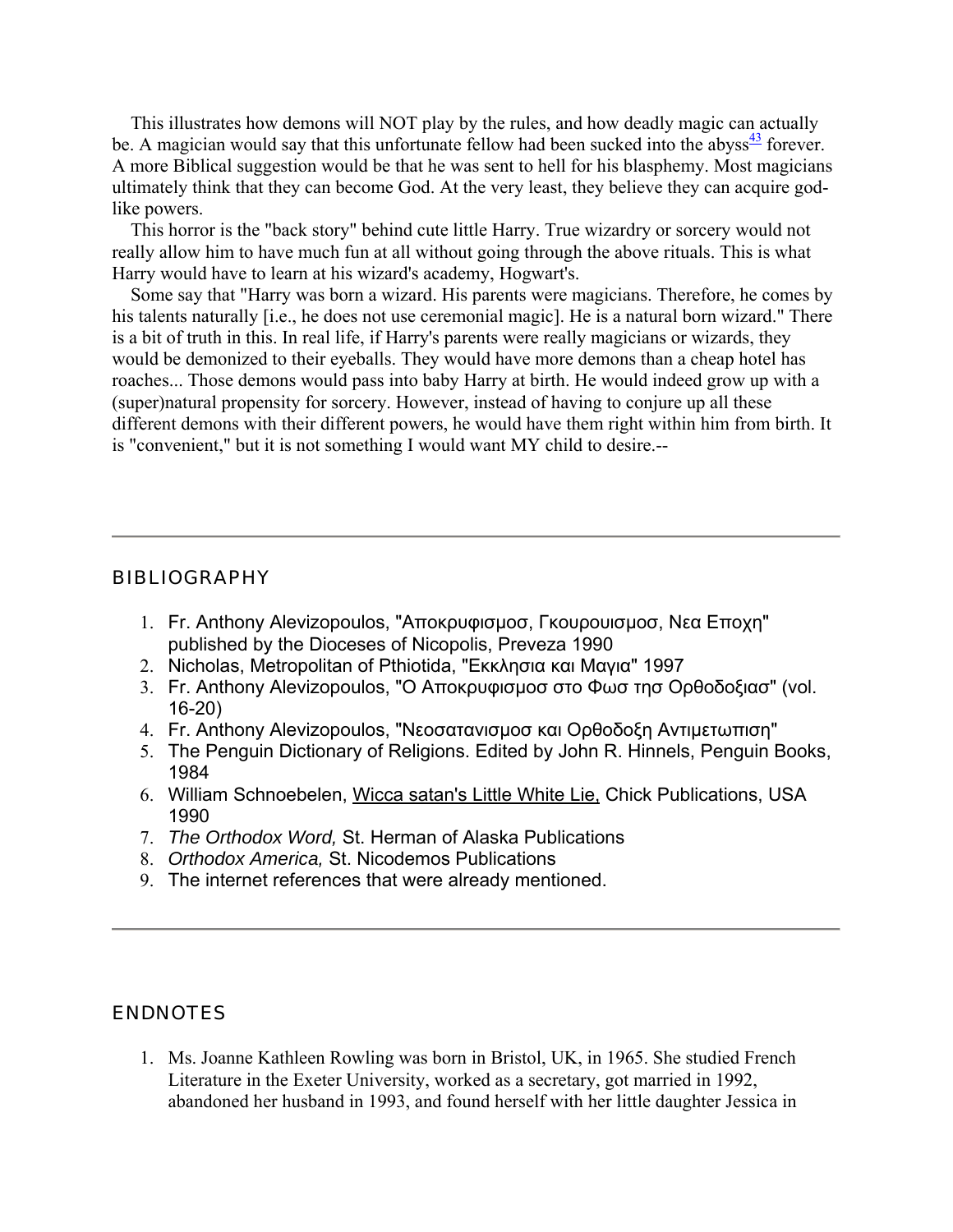This illustrates how demons will NOT play by the rules, and how deadly magic can actually be. A magician would say that this unfortunate fellow had been sucked into the abyss[43] forever. A more Biblical suggestion would be that he was sent to hell for his blasphemy. Most magicians ultimately think that they can become God. At the very least, they believe they can acquire god-like powers.

This horror is the "back story" behind cute little Harry. True wizardry or sorcery would not really allow him to have much fun at all without going through the above rituals. This is what Harry would have to learn at his wizard's academy, Hogwart's.

Some say that "Harry was born a wizard. His parents were magicians. Therefore, he comes by his talents naturally [i.e., he does not use ceremonial magic]. He is a natural born wizard." There is a bit of truth in this. In real life, if Harry's parents were really magicians or wizards, they would be demonized to their eyeballs. They would have more demons than a cheap hotel has roaches... Those demons would pass into baby Harry at birth. He would indeed grow up with a (super)natural propensity for sorcery. However, instead of having to conjure up all these different demons with their different powers, he would have them right within him from birth. It is "convenient," but it is not something I would want MY child to desire.--

---

## BIBLIOGRAPHY

1. Fr. Anthony Alevizopoulos, "Αποκρυφισμοσ, Γκουρουισμοσ, Νεα Εποχη" published by the Dioceses of Nicopolis, Preveza 1990
2. Nicholas, Metropolitan of Pthiotida, "Εκκλησια και Μαγια" 1997
3. Fr. Anthony Alevizopoulos, "Ο Αποκρυφισμοσ στο Φωσ τησ Ορθοδοξιασ" (vol. 16-20)
4. Fr. Anthony Alevizopoulos, "Νεοσατανισμοσ και Ορθοδοξη Αντιμετωπιση"
5. The Penguin Dictionary of Religions. Edited by John R. Hinnels, Penguin Books, 1984
6. William Schnoebelen, Wicca satan's Little White Lie, Chick Publications, USA 1990
7. *The Orthodox Word,* St. Herman of Alaska Publications
8. *Orthodox America,* St. Nicodemos Publications
9. The internet references that were already mentioned.

---

## ENDNOTES

1. Ms. Joanne Kathleen Rowling was born in Bristol, UK, in 1965. She studied French Literature in the Exeter University, worked as a secretary, got married in 1992, abandoned her husband in 1993, and found herself with her little daughter Jessica in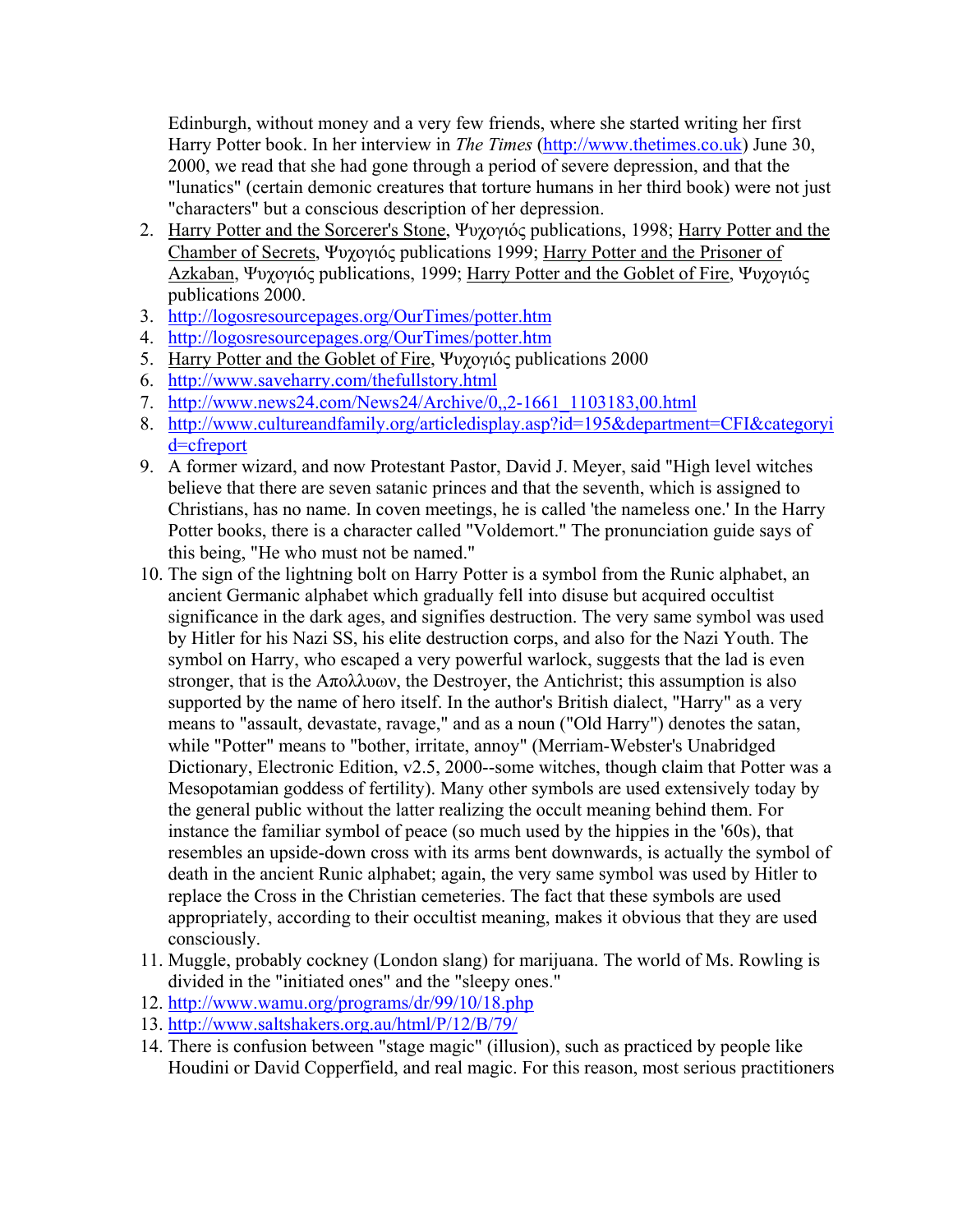Edinburgh, without money and a very few friends, where she started writing her first Harry Potter book. In her interview in *The Times* (http://www.thetimes.co.uk) June 30, 2000, we read that she had gone through a period of severe depression, and that the "lunatics" (certain demonic creatures that torture humans in her third book) were not just "characters" but a conscious description of her depression.

2. Harry Potter and the Sorcerer's Stone, Ψυχογιός publications, 1998; Harry Potter and the Chamber of Secrets, Ψυχογιός publications 1999; Harry Potter and the Prisoner of Azkaban, Ψυχογιός publications, 1999; Harry Potter and the Goblet of Fire, Ψυχογιός publications 2000.
3. http://logosresourcepages.org/OurTimes/potter.htm
4. http://logosresourcepages.org/OurTimes/potter.htm
5. Harry Potter and the Goblet of Fire, Ψυχογιός publications 2000
6. http://www.saveharry.com/thefullstory.html
7. http://www.news24.com/News24/Archive/0,,2-1661_1103183,00.html
8. http://www.cultureandfamily.org/articledisplay.asp?id=195&department=CFI&categoryid=cfreport
9. A former wizard, and now Protestant Pastor, David J. Meyer, said "High level witches believe that there are seven satanic princes and that the seventh, which is assigned to Christians, has no name. In coven meetings, he is called 'the nameless one.' In the Harry Potter books, there is a character called "Voldemort." The pronunciation guide says of this being, "He who must not be named."
10. The sign of the lightning bolt on Harry Potter is a symbol from the Runic alphabet, an ancient Germanic alphabet which gradually fell into disuse but acquired occultist significance in the dark ages, and signifies destruction. The very same symbol was used by Hitler for his Nazi SS, his elite destruction corps, and also for the Nazi Youth. The symbol on Harry, who escaped a very powerful warlock, suggests that the lad is even stronger, that is the Απολλυων, the Destroyer, the Antichrist; this assumption is also supported by the name of hero itself. In the author's British dialect, "Harry" as a very means to "assault, devastate, ravage," and as a noun ("Old Harry") denotes the satan, while "Potter" means to "bother, irritate, annoy" (Merriam-Webster's Unabridged Dictionary, Electronic Edition, v2.5, 2000--some witches, though claim that Potter was a Mesopotamian goddess of fertility). Many other symbols are used extensively today by the general public without the latter realizing the occult meaning behind them. For instance the familiar symbol of peace (so much used by the hippies in the '60s), that resembles an upside-down cross with its arms bent downwards, is actually the symbol of death in the ancient Runic alphabet; again, the very same symbol was used by Hitler to replace the Cross in the Christian cemeteries. The fact that these symbols are used appropriately, according to their occultist meaning, makes it obvious that they are used consciously.
11. Muggle, probably cockney (London slang) for marijuana. The world of Ms. Rowling is divided in the "initiated ones" and the "sleepy ones."
12. http://www.wamu.org/programs/dr/99/10/18.php
13. http://www.saltshakers.org.au/html/P/12/B/79/
14. There is confusion between "stage magic" (illusion), such as practiced by people like Houdini or David Copperfield, and real magic. For this reason, most serious practitioners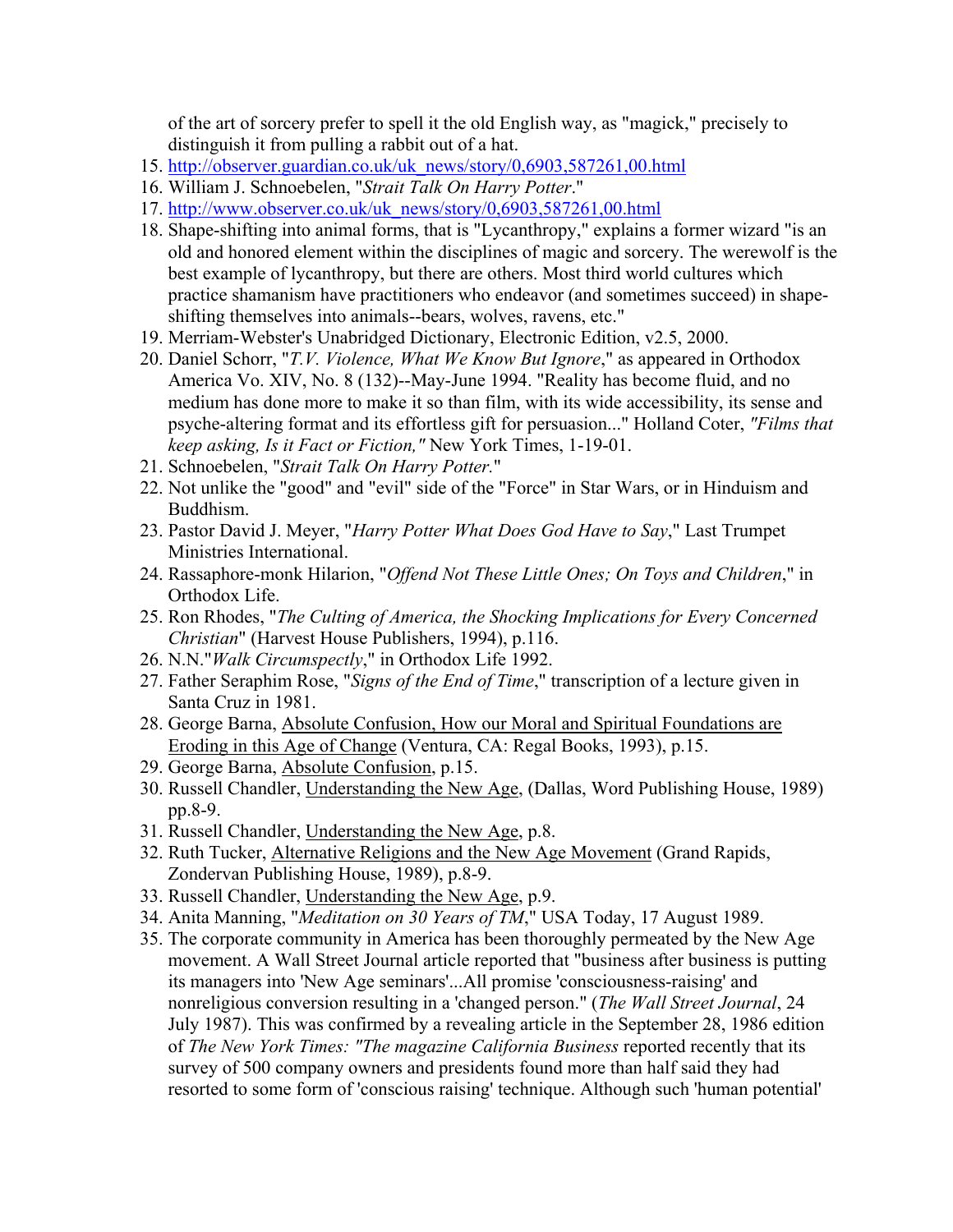of the art of sorcery prefer to spell it the old English way, as "magick," precisely to distinguish it from pulling a rabbit out of a hat.

15. http://observer.guardian.co.uk/uk_news/story/0,6903,587261,00.html
16. William J. Schnoebelen, "*Strait Talk On Harry Potter*."
17. http://www.observer.co.uk/uk_news/story/0,6903,587261,00.html
18. Shape-shifting into animal forms, that is "Lycanthropy," explains a former wizard "is an old and honored element within the disciplines of magic and sorcery. The werewolf is the best example of lycanthropy, but there are others. Most third world cultures which practice shamanism have practitioners who endeavor (and sometimes succeed) in shape-shifting themselves into animals--bears, wolves, ravens, etc."
19. Merriam-Webster's Unabridged Dictionary, Electronic Edition, v2.5, 2000.
20. Daniel Schorr, "*T.V. Violence, What We Know But Ignore*," as appeared in Orthodox America Vo. XIV, No. 8 (132)--May-June 1994. "Reality has become fluid, and no medium has done more to make it so than film, with its wide accessibility, its sense and psyche-altering format and its effortless gift for persuasion..." Holland Coter, *"Films that keep asking, Is it Fact or Fiction,"* New York Times, 1-19-01.
21. Schnoebelen, "*Strait Talk On Harry Potter.*"
22. Not unlike the "good" and "evil" side of the "Force" in Star Wars, or in Hinduism and Buddhism.
23. Pastor David J. Meyer, "*Harry Potter What Does God Have to Say*," Last Trumpet Ministries International.
24. Rassaphore-monk Hilarion, "*Offend Not These Little Ones; On Toys and Children*," in Orthodox Life.
25. Ron Rhodes, "*The Culting of America, the Shocking Implications for Every Concerned Christian*" (Harvest House Publishers, 1994), p.116.
26. N.N."*Walk Circumspectly*," in Orthodox Life 1992.
27. Father Seraphim Rose, "*Signs of the End of Time*," transcription of a lecture given in Santa Cruz in 1981.
28. George Barna, Absolute Confusion, How our Moral and Spiritual Foundations are Eroding in this Age of Change (Ventura, CA: Regal Books, 1993), p.15.
29. George Barna, Absolute Confusion, p.15.
30. Russell Chandler, Understanding the New Age, (Dallas, Word Publishing House, 1989) pp.8-9.
31. Russell Chandler, Understanding the New Age, p.8.
32. Ruth Tucker, Alternative Religions and the New Age Movement (Grand Rapids, Zondervan Publishing House, 1989), p.8-9.
33. Russell Chandler, Understanding the New Age, p.9.
34. Anita Manning, "*Meditation on 30 Years of TM*," USA Today, 17 August 1989.
35. The corporate community in America has been thoroughly permeated by the New Age movement. A Wall Street Journal article reported that "business after business is putting its managers into 'New Age seminars'...All promise 'consciousness-raising' and nonreligious conversion resulting in a 'changed person." (*The Wall Street Journal*, 24 July 1987). This was confirmed by a revealing article in the September 28, 1986 edition of *The New York Times: "The magazine California Business* reported recently that its survey of 500 company owners and presidents found more than half said they had resorted to some form of 'conscious raising' technique. Although such 'human potential'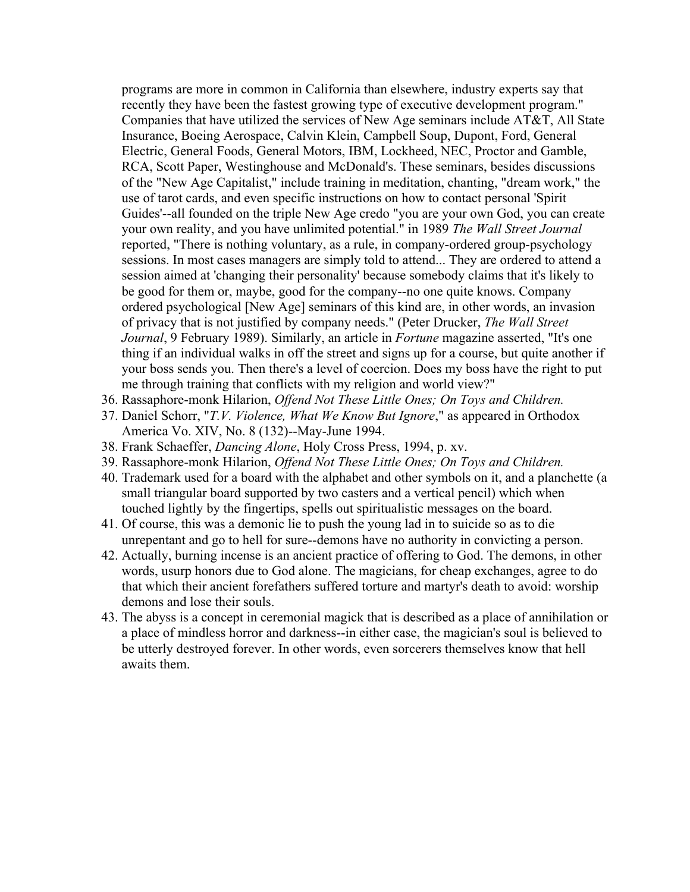programs are more in common in California than elsewhere, industry experts say that recently they have been the fastest growing type of executive development program." Companies that have utilized the services of New Age seminars include AT&T, All State Insurance, Boeing Aerospace, Calvin Klein, Campbell Soup, Dupont, Ford, General Electric, General Foods, General Motors, IBM, Lockheed, NEC, Proctor and Gamble, RCA, Scott Paper, Westinghouse and McDonald's. These seminars, besides discussions of the "New Age Capitalist," include training in meditation, chanting, "dream work," the use of tarot cards, and even specific instructions on how to contact personal 'Spirit Guides'--all founded on the triple New Age credo "you are your own God, you can create your own reality, and you have unlimited potential." in 1989 *The Wall Street Journal* reported, "There is nothing voluntary, as a rule, in company-ordered group-psychology sessions. In most cases managers are simply told to attend... They are ordered to attend a session aimed at 'changing their personality' because somebody claims that it's likely to be good for them or, maybe, good for the company--no one quite knows. Company ordered psychological [New Age] seminars of this kind are, in other words, an invasion of privacy that is not justified by company needs." (Peter Drucker, *The Wall Street Journal*, 9 February 1989). Similarly, an article in *Fortune* magazine asserted, "It's one thing if an individual walks in off the street and signs up for a course, but quite another if your boss sends you. Then there's a level of coercion. Does my boss have the right to put me through training that conflicts with my religion and world view?"

36. Rassaphore-monk Hilarion, *Offend Not These Little Ones; On Toys and Children.*
37. Daniel Schorr, "*T.V. Violence, What We Know But Ignore*," as appeared in Orthodox America Vo. XIV, No. 8 (132)--May-June 1994.
38. Frank Schaeffer, *Dancing Alone*, Holy Cross Press, 1994, p. xv.
39. Rassaphore-monk Hilarion, *Offend Not These Little Ones; On Toys and Children.*
40. Trademark used for a board with the alphabet and other symbols on it, and a planchette (a small triangular board supported by two casters and a vertical pencil) which when touched lightly by the fingertips, spells out spiritualistic messages on the board.
41. Of course, this was a demonic lie to push the young lad in to suicide so as to die unrepentant and go to hell for sure--demons have no authority in convicting a person.
42. Actually, burning incense is an ancient practice of offering to God. The demons, in other words, usurp honors due to God alone. The magicians, for cheap exchanges, agree to do that which their ancient forefathers suffered torture and martyr's death to avoid: worship demons and lose their souls.
43. The abyss is a concept in ceremonial magick that is described as a place of annihilation or a place of mindless horror and darkness--in either case, the magician's soul is believed to be utterly destroyed forever. In other words, even sorcerers themselves know that hell awaits them.